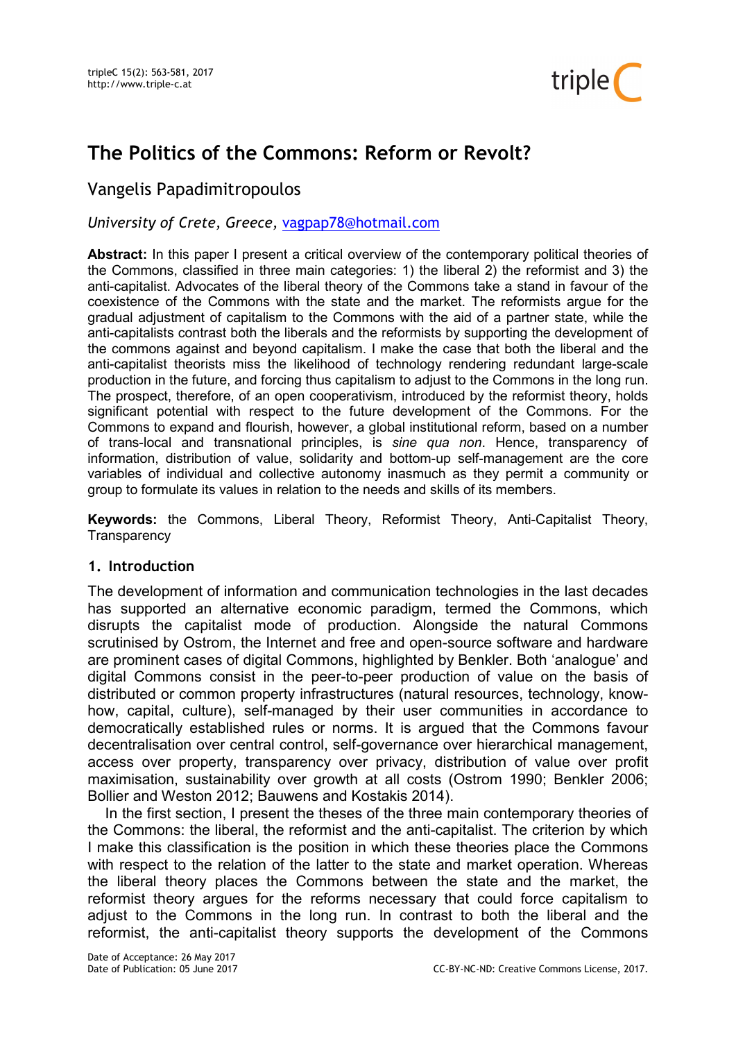# The Politics of the Commons: Reform or Revolt?

Vangelis Papadimitropoulos

*University of Crete, Greece,* vagpap78@hotmail.com

**Abstract:** In this paper I present a critical overview of the contemporary political theories of the Commons, classified in three main categories: 1) the liberal 2) the reformist and 3) the anti-capitalist. Advocates of the liberal theory of the Commons take a stand in favour of the coexistence of the Commons with the state and the market. The reformists argue for the gradual adjustment of capitalism to the Commons with the aid of a partner state, while the anti-capitalists contrast both the liberals and the reformists by supporting the development of the commons against and beyond capitalism. I make the case that both the liberal and the anti-capitalist theorists miss the likelihood of technology rendering redundant large-scale production in the future, and forcing thus capitalism to adjust to the Commons in the long run. The prospect, therefore, of an open cooperativism, introduced by the reformist theory, holds significant potential with respect to the future development of the Commons. For the Commons to expand and flourish, however, a global institutional reform, based on a number of trans-local and transnational principles, is *sine qua non*. Hence, transparency of information, distribution of value, solidarity and bottom-up self-management are the core variables of individual and collective autonomy inasmuch as they permit a community or group to formulate its values in relation to the needs and skills of its members.

**Keywords:** the Commons, Liberal Theory, Reformist Theory, Anti-Capitalist Theory, Transparency

## 1. Introduction

The development of information and communication technologies in the last decades has supported an alternative economic paradigm, termed the Commons, which disrupts the capitalist mode of production. Alongside the natural Commons scrutinised by Ostrom, the Internet and free and open-source software and hardware are prominent cases of digital Commons, highlighted by Benkler. Both 'analogue' and digital Commons consist in the peer-to-peer production of value on the basis of distributed or common property infrastructures (natural resources, technology, know-how, capital, culture), self-managed by their user communities in accordance to democratically established rules or norms. It is argued that the Commons favour decentralisation over central control, self-governance over hierarchical management, access over property, transparency over privacy, distribution of value over profit maximisation, sustainability over growth at all costs (Ostrom 1990; Benkler 2006; Bollier and Weston 2012; Bauwens and Kostakis 2014).

In the first section, I present the theses of the three main contemporary theories of the Commons: the liberal, the reformist and the anti-capitalist. The criterion by which I make this classification is the position in which these theories place the Commons with respect to the relation of the latter to the state and market operation. Whereas the liberal theory places the Commons between the state and the market, the reformist theory argues for the reforms necessary that could force capitalism to adjust to the Commons in the long run. In contrast to both the liberal and the reformist, the anti-capitalist theory supports the development of the Commons

Date of Acceptance: 26 May 2017
Date of Publication: 05 June 2017

CC-BY-NC-ND: Creative Commons License, 2017.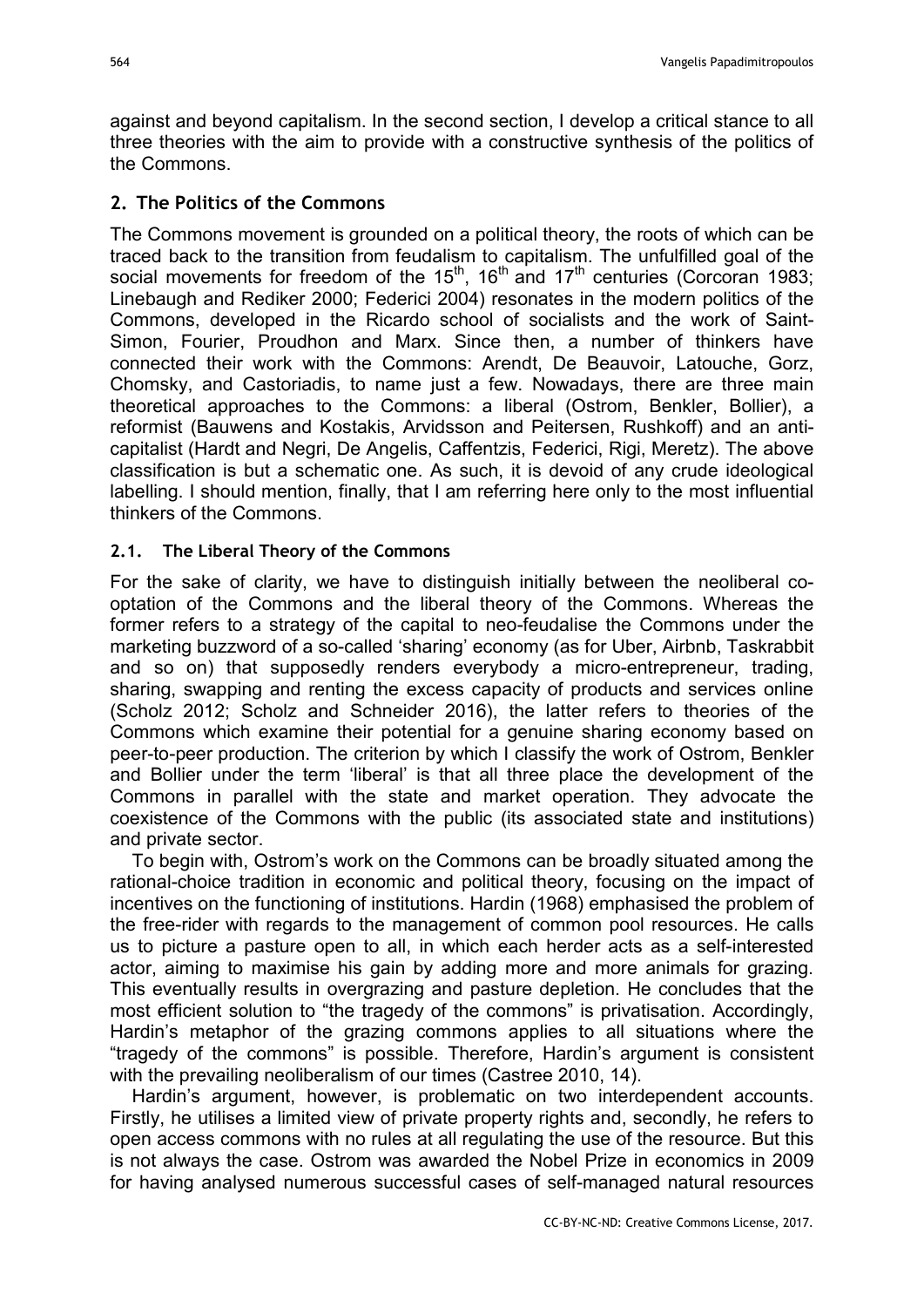against and beyond capitalism. In the second section, I develop a critical stance to all three theories with the aim to provide with a constructive synthesis of the politics of the Commons.

## 2. The Politics of the Commons

The Commons movement is grounded on a political theory, the roots of which can be traced back to the transition from feudalism to capitalism. The unfulfilled goal of the social movements for freedom of the 15th, 16th and 17th centuries (Corcoran 1983; Linebaugh and Rediker 2000; Federici 2004) resonates in the modern politics of the Commons, developed in the Ricardo school of socialists and the work of Saint-Simon, Fourier, Proudhon and Marx. Since then, a number of thinkers have connected their work with the Commons: Arendt, De Beauvoir, Latouche, Gorz, Chomsky, and Castoriadis, to name just a few. Nowadays, there are three main theoretical approaches to the Commons: a liberal (Ostrom, Benkler, Bollier), a reformist (Bauwens and Kostakis, Arvidsson and Peitersen, Rushkoff) and an anti-capitalist (Hardt and Negri, De Angelis, Caffentzis, Federici, Rigi, Meretz). The above classification is but a schematic one. As such, it is devoid of any crude ideological labelling. I should mention, finally, that I am referring here only to the most influential thinkers of the Commons.

### 2.1. The Liberal Theory of the Commons

For the sake of clarity, we have to distinguish initially between the neoliberal co-optation of the Commons and the liberal theory of the Commons. Whereas the former refers to a strategy of the capital to neo-feudalise the Commons under the marketing buzzword of a so-called 'sharing' economy (as for Uber, Airbnb, Taskrabbit and so on) that supposedly renders everybody a micro-entrepreneur, trading, sharing, swapping and renting the excess capacity of products and services online (Scholz 2012; Scholz and Schneider 2016), the latter refers to theories of the Commons which examine their potential for a genuine sharing economy based on peer-to-peer production. The criterion by which I classify the work of Ostrom, Benkler and Bollier under the term 'liberal' is that all three place the development of the Commons in parallel with the state and market operation. They advocate the coexistence of the Commons with the public (its associated state and institutions) and private sector.

To begin with, Ostrom's work on the Commons can be broadly situated among the rational-choice tradition in economic and political theory, focusing on the impact of incentives on the functioning of institutions. Hardin (1968) emphasised the problem of the free-rider with regards to the management of common pool resources. He calls us to picture a pasture open to all, in which each herder acts as a self-interested actor, aiming to maximise his gain by adding more and more animals for grazing. This eventually results in overgrazing and pasture depletion. He concludes that the most efficient solution to "the tragedy of the commons" is privatisation. Accordingly, Hardin's metaphor of the grazing commons applies to all situations where the "tragedy of the commons" is possible. Therefore, Hardin's argument is consistent with the prevailing neoliberalism of our times (Castree 2010, 14).

Hardin's argument, however, is problematic on two interdependent accounts. Firstly, he utilises a limited view of private property rights and, secondly, he refers to open access commons with no rules at all regulating the use of the resource. But this is not always the case. Ostrom was awarded the Nobel Prize in economics in 2009 for having analysed numerous successful cases of self-managed natural resources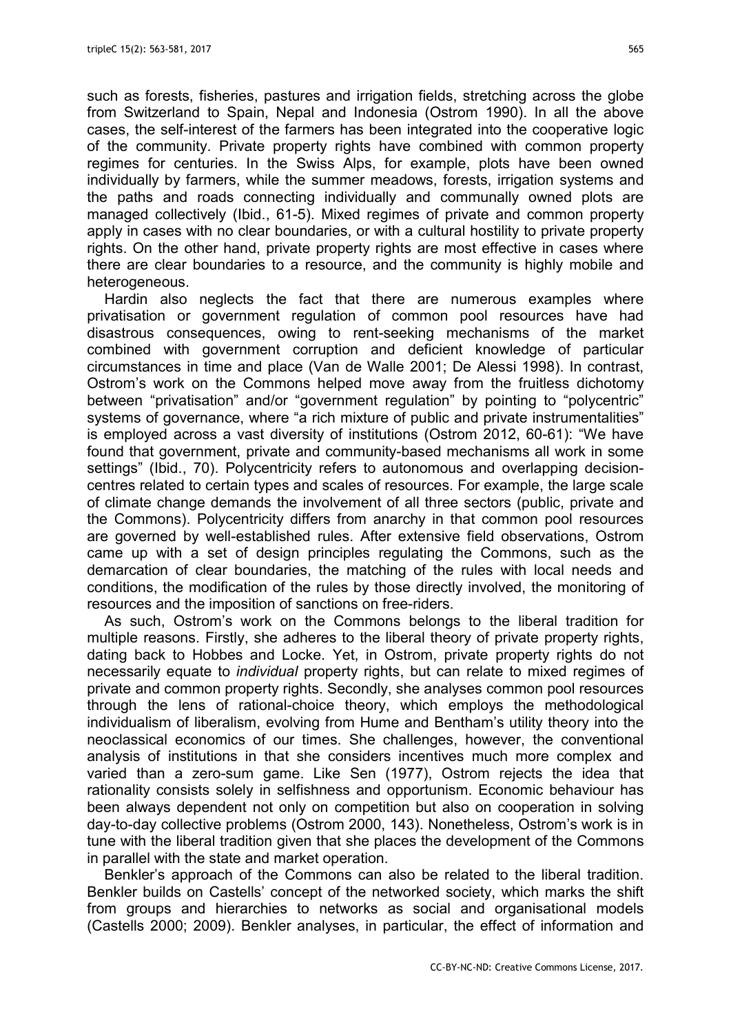such as forests, fisheries, pastures and irrigation fields, stretching across the globe from Switzerland to Spain, Nepal and Indonesia (Ostrom 1990). In all the above cases, the self-interest of the farmers has been integrated into the cooperative logic of the community. Private property rights have combined with common property regimes for centuries. In the Swiss Alps, for example, plots have been owned individually by farmers, while the summer meadows, forests, irrigation systems and the paths and roads connecting individually and communally owned plots are managed collectively (Ibid., 61-5). Mixed regimes of private and common property apply in cases with no clear boundaries, or with a cultural hostility to private property rights. On the other hand, private property rights are most effective in cases where there are clear boundaries to a resource, and the community is highly mobile and heterogeneous.

Hardin also neglects the fact that there are numerous examples where privatisation or government regulation of common pool resources have had disastrous consequences, owing to rent-seeking mechanisms of the market combined with government corruption and deficient knowledge of particular circumstances in time and place (Van de Walle 2001; De Alessi 1998). In contrast, Ostrom's work on the Commons helped move away from the fruitless dichotomy between "privatisation" and/or "government regulation" by pointing to "polycentric" systems of governance, where "a rich mixture of public and private instrumentalities" is employed across a vast diversity of institutions (Ostrom 2012, 60-61): "We have found that government, private and community-based mechanisms all work in some settings" (Ibid., 70). Polycentricity refers to autonomous and overlapping decision-centres related to certain types and scales of resources. For example, the large scale of climate change demands the involvement of all three sectors (public, private and the Commons). Polycentricity differs from anarchy in that common pool resources are governed by well-established rules. After extensive field observations, Ostrom came up with a set of design principles regulating the Commons, such as the demarcation of clear boundaries, the matching of the rules with local needs and conditions, the modification of the rules by those directly involved, the monitoring of resources and the imposition of sanctions on free-riders.

As such, Ostrom's work on the Commons belongs to the liberal tradition for multiple reasons. Firstly, she adheres to the liberal theory of private property rights, dating back to Hobbes and Locke. Yet, in Ostrom, private property rights do not necessarily equate to *individual* property rights, but can relate to mixed regimes of private and common property rights. Secondly, she analyses common pool resources through the lens of rational-choice theory, which employs the methodological individualism of liberalism, evolving from Hume and Bentham's utility theory into the neoclassical economics of our times. She challenges, however, the conventional analysis of institutions in that she considers incentives much more complex and varied than a zero-sum game. Like Sen (1977), Ostrom rejects the idea that rationality consists solely in selfishness and opportunism. Economic behaviour has been always dependent not only on competition but also on cooperation in solving day-to-day collective problems (Ostrom 2000, 143). Nonetheless, Ostrom's work is in tune with the liberal tradition given that she places the development of the Commons in parallel with the state and market operation.

Benkler's approach of the Commons can also be related to the liberal tradition. Benkler builds on Castells' concept of the networked society, which marks the shift from groups and hierarchies to networks as social and organisational models (Castells 2000; 2009). Benkler analyses, in particular, the effect of information and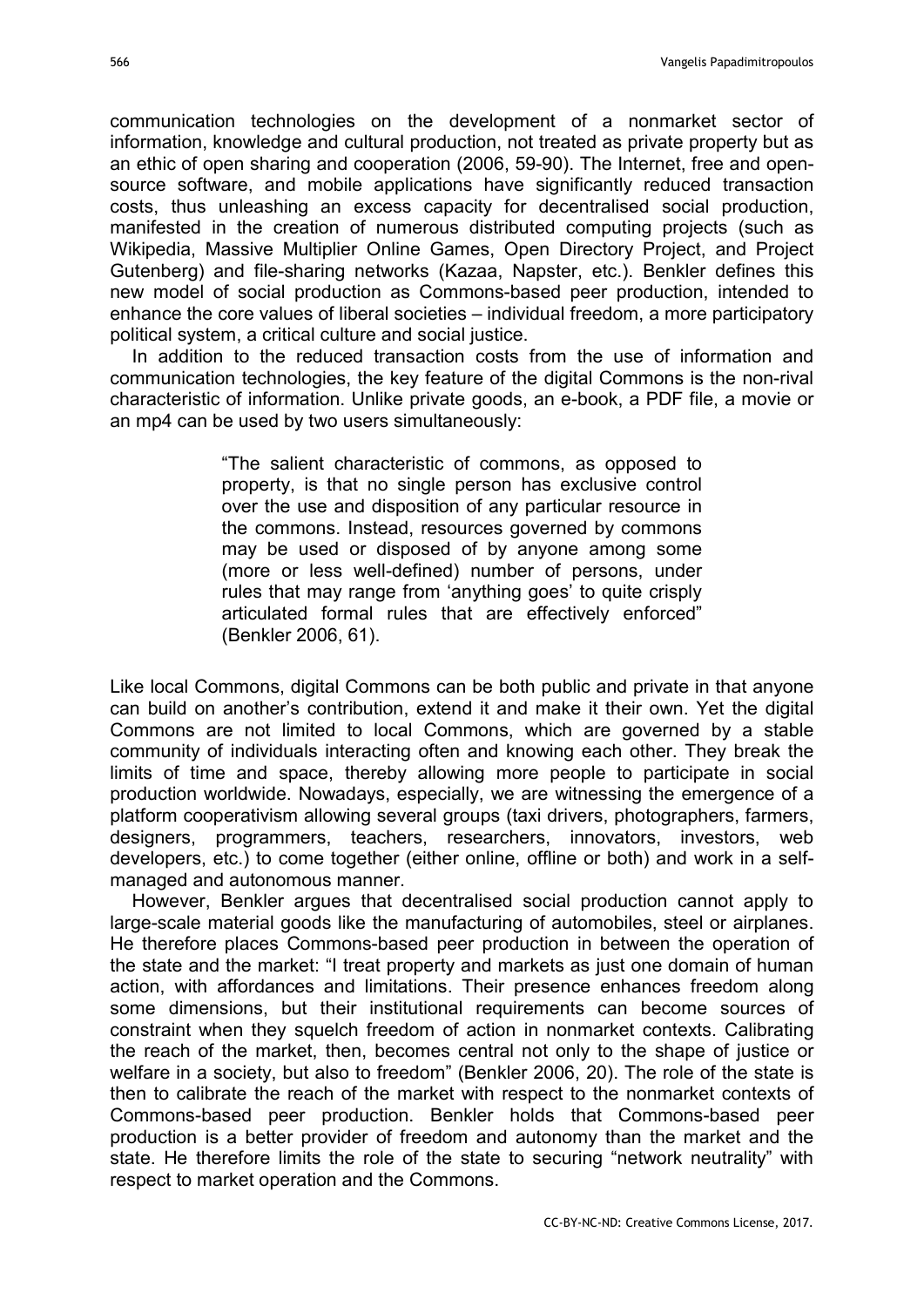communication technologies on the development of a nonmarket sector of information, knowledge and cultural production, not treated as private property but as an ethic of open sharing and cooperation (2006, 59-90). The Internet, free and open-source software, and mobile applications have significantly reduced transaction costs, thus unleashing an excess capacity for decentralised social production, manifested in the creation of numerous distributed computing projects (such as Wikipedia, Massive Multiplier Online Games, Open Directory Project, and Project Gutenberg) and file-sharing networks (Kazaa, Napster, etc.). Benkler defines this new model of social production as Commons-based peer production, intended to enhance the core values of liberal societies – individual freedom, a more participatory political system, a critical culture and social justice.

In addition to the reduced transaction costs from the use of information and communication technologies, the key feature of the digital Commons is the non-rival characteristic of information. Unlike private goods, an e-book, a PDF file, a movie or an mp4 can be used by two users simultaneously:

> "The salient characteristic of commons, as opposed to property, is that no single person has exclusive control over the use and disposition of any particular resource in the commons. Instead, resources governed by commons may be used or disposed of by anyone among some (more or less well-defined) number of persons, under rules that may range from 'anything goes' to quite crisply articulated formal rules that are effectively enforced" (Benkler 2006, 61).

Like local Commons, digital Commons can be both public and private in that anyone can build on another's contribution, extend it and make it their own. Yet the digital Commons are not limited to local Commons, which are governed by a stable community of individuals interacting often and knowing each other. They break the limits of time and space, thereby allowing more people to participate in social production worldwide. Nowadays, especially, we are witnessing the emergence of a platform cooperativism allowing several groups (taxi drivers, photographers, farmers, designers, programmers, teachers, researchers, innovators, investors, web developers, etc.) to come together (either online, offline or both) and work in a self-managed and autonomous manner.

However, Benkler argues that decentralised social production cannot apply to large-scale material goods like the manufacturing of automobiles, steel or airplanes. He therefore places Commons-based peer production in between the operation of the state and the market: "I treat property and markets as just one domain of human action, with affordances and limitations. Their presence enhances freedom along some dimensions, but their institutional requirements can become sources of constraint when they squelch freedom of action in nonmarket contexts. Calibrating the reach of the market, then, becomes central not only to the shape of justice or welfare in a society, but also to freedom" (Benkler 2006, 20). The role of the state is then to calibrate the reach of the market with respect to the nonmarket contexts of Commons-based peer production. Benkler holds that Commons-based peer production is a better provider of freedom and autonomy than the market and the state. He therefore limits the role of the state to securing "network neutrality" with respect to market operation and the Commons.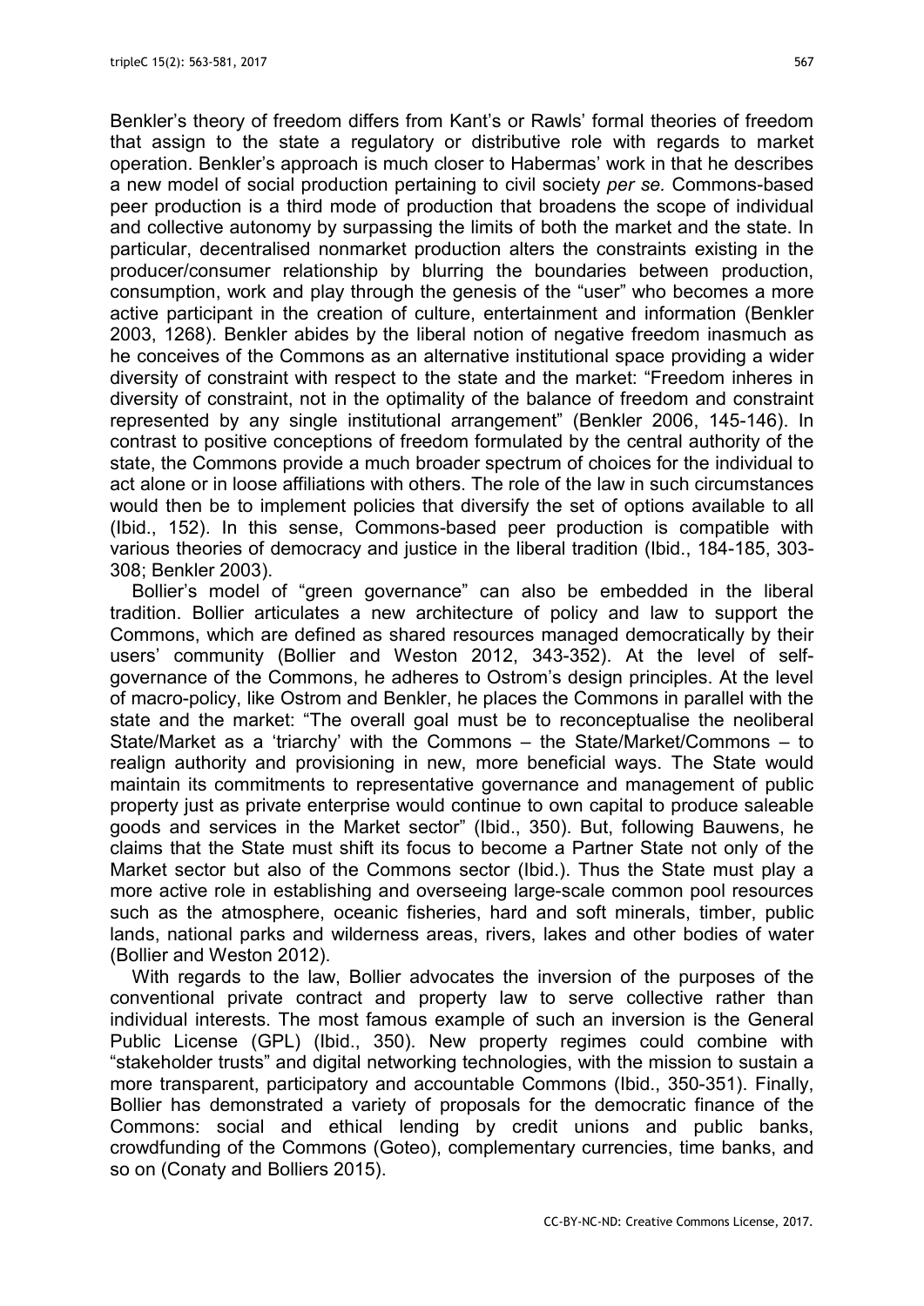Benkler's theory of freedom differs from Kant's or Rawls' formal theories of freedom that assign to the state a regulatory or distributive role with regards to market operation. Benkler's approach is much closer to Habermas' work in that he describes a new model of social production pertaining to civil society *per se.* Commons-based peer production is a third mode of production that broadens the scope of individual and collective autonomy by surpassing the limits of both the market and the state. In particular, decentralised nonmarket production alters the constraints existing in the producer/consumer relationship by blurring the boundaries between production, consumption, work and play through the genesis of the "user" who becomes a more active participant in the creation of culture, entertainment and information (Benkler 2003, 1268). Benkler abides by the liberal notion of negative freedom inasmuch as he conceives of the Commons as an alternative institutional space providing a wider diversity of constraint with respect to the state and the market: "Freedom inheres in diversity of constraint, not in the optimality of the balance of freedom and constraint represented by any single institutional arrangement" (Benkler 2006, 145-146). In contrast to positive conceptions of freedom formulated by the central authority of the state, the Commons provide a much broader spectrum of choices for the individual to act alone or in loose affiliations with others. The role of the law in such circumstances would then be to implement policies that diversify the set of options available to all (Ibid., 152). In this sense, Commons-based peer production is compatible with various theories of democracy and justice in the liberal tradition (Ibid., 184-185, 303-308; Benkler 2003).

Bollier's model of "green governance" can also be embedded in the liberal tradition. Bollier articulates a new architecture of policy and law to support the Commons, which are defined as shared resources managed democratically by their users' community (Bollier and Weston 2012, 343-352). At the level of self-governance of the Commons, he adheres to Ostrom's design principles. At the level of macro-policy, like Ostrom and Benkler, he places the Commons in parallel with the state and the market: "The overall goal must be to reconceptualise the neoliberal State/Market as a 'triarchy' with the Commons – the State/Market/Commons – to realign authority and provisioning in new, more beneficial ways. The State would maintain its commitments to representative governance and management of public property just as private enterprise would continue to own capital to produce saleable goods and services in the Market sector" (Ibid., 350). But, following Bauwens, he claims that the State must shift its focus to become a Partner State not only of the Market sector but also of the Commons sector (Ibid.). Thus the State must play a more active role in establishing and overseeing large-scale common pool resources such as the atmosphere, oceanic fisheries, hard and soft minerals, timber, public lands, national parks and wilderness areas, rivers, lakes and other bodies of water (Bollier and Weston 2012).

With regards to the law, Bollier advocates the inversion of the purposes of the conventional private contract and property law to serve collective rather than individual interests. The most famous example of such an inversion is the General Public License (GPL) (Ibid., 350). New property regimes could combine with "stakeholder trusts" and digital networking technologies, with the mission to sustain a more transparent, participatory and accountable Commons (Ibid., 350-351). Finally, Bollier has demonstrated a variety of proposals for the democratic finance of the Commons: social and ethical lending by credit unions and public banks, crowdfunding of the Commons (Goteo), complementary currencies, time banks, and so on (Conaty and Bolliers 2015).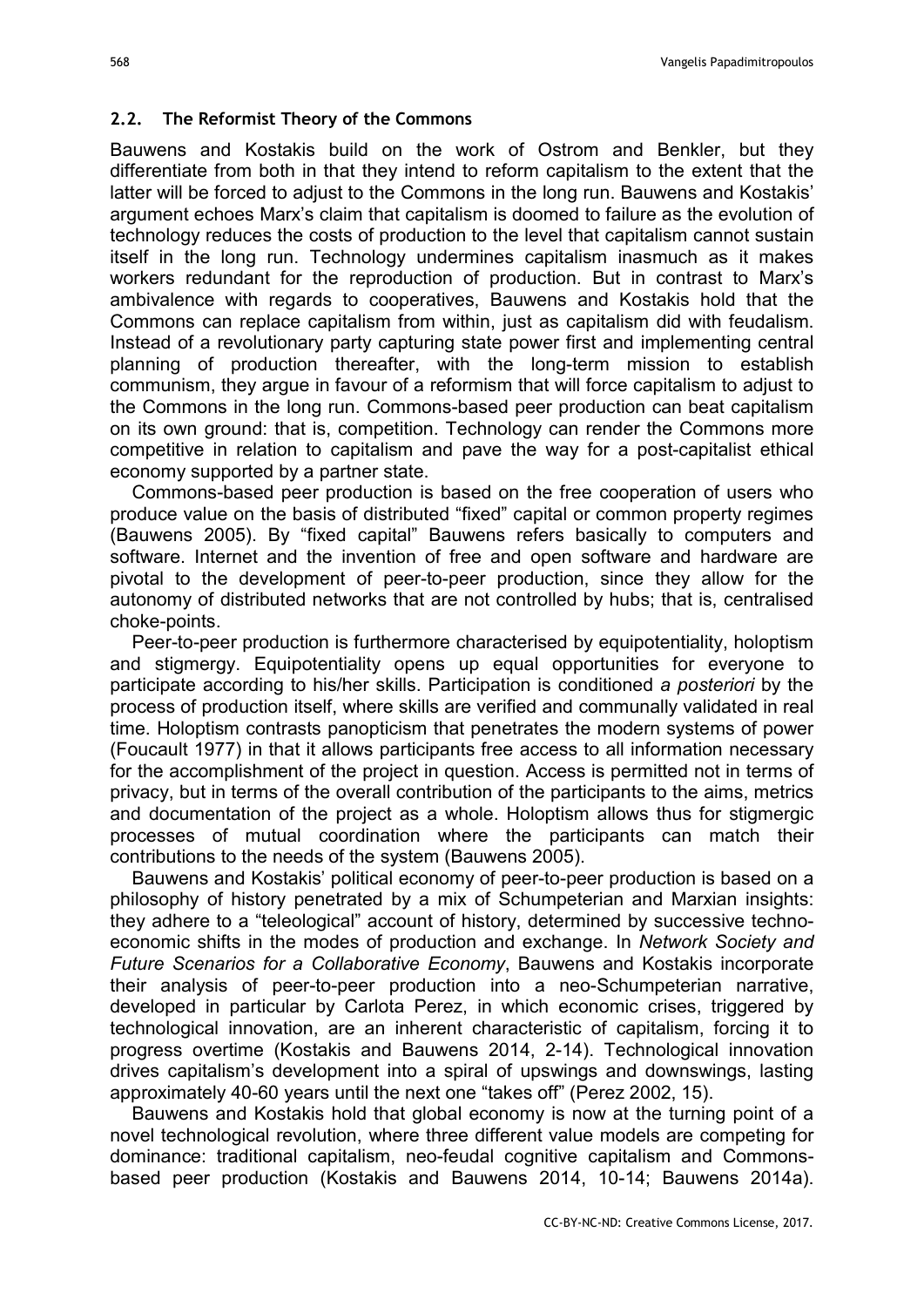## 2.2. The Reformist Theory of the Commons

Bauwens and Kostakis build on the work of Ostrom and Benkler, but they differentiate from both in that they intend to reform capitalism to the extent that the latter will be forced to adjust to the Commons in the long run. Bauwens and Kostakis' argument echoes Marx's claim that capitalism is doomed to failure as the evolution of technology reduces the costs of production to the level that capitalism cannot sustain itself in the long run. Technology undermines capitalism inasmuch as it makes workers redundant for the reproduction of production. But in contrast to Marx's ambivalence with regards to cooperatives, Bauwens and Kostakis hold that the Commons can replace capitalism from within, just as capitalism did with feudalism. Instead of a revolutionary party capturing state power first and implementing central planning of production thereafter, with the long-term mission to establish communism, they argue in favour of a reformism that will force capitalism to adjust to the Commons in the long run. Commons-based peer production can beat capitalism on its own ground: that is, competition. Technology can render the Commons more competitive in relation to capitalism and pave the way for a post-capitalist ethical economy supported by a partner state.

Commons-based peer production is based on the free cooperation of users who produce value on the basis of distributed "fixed" capital or common property regimes (Bauwens 2005). By "fixed capital" Bauwens refers basically to computers and software. Internet and the invention of free and open software and hardware are pivotal to the development of peer-to-peer production, since they allow for the autonomy of distributed networks that are not controlled by hubs; that is, centralised choke-points.

Peer-to-peer production is furthermore characterised by equipotentiality, holoptism and stigmergy. Equipotentiality opens up equal opportunities for everyone to participate according to his/her skills. Participation is conditioned *a posteriori* by the process of production itself, where skills are verified and communally validated in real time. Holoptism contrasts panopticism that penetrates the modern systems of power (Foucault 1977) in that it allows participants free access to all information necessary for the accomplishment of the project in question. Access is permitted not in terms of privacy, but in terms of the overall contribution of the participants to the aims, metrics and documentation of the project as a whole. Holoptism allows thus for stigmergic processes of mutual coordination where the participants can match their contributions to the needs of the system (Bauwens 2005).

Bauwens and Kostakis' political economy of peer-to-peer production is based on a philosophy of history penetrated by a mix of Schumpeterian and Marxian insights: they adhere to a "teleological" account of history, determined by successive techno-economic shifts in the modes of production and exchange. In *Network Society and Future Scenarios for a Collaborative Economy*, Bauwens and Kostakis incorporate their analysis of peer-to-peer production into a neo-Schumpeterian narrative, developed in particular by Carlota Perez, in which economic crises, triggered by technological innovation, are an inherent characteristic of capitalism, forcing it to progress overtime (Kostakis and Bauwens 2014, 2-14). Technological innovation drives capitalism's development into a spiral of upswings and downswings, lasting approximately 40-60 years until the next one "takes off" (Perez 2002, 15).

Bauwens and Kostakis hold that global economy is now at the turning point of a novel technological revolution, where three different value models are competing for dominance: traditional capitalism, neo-feudal cognitive capitalism and Commons-based peer production (Kostakis and Bauwens 2014, 10-14; Bauwens 2014a).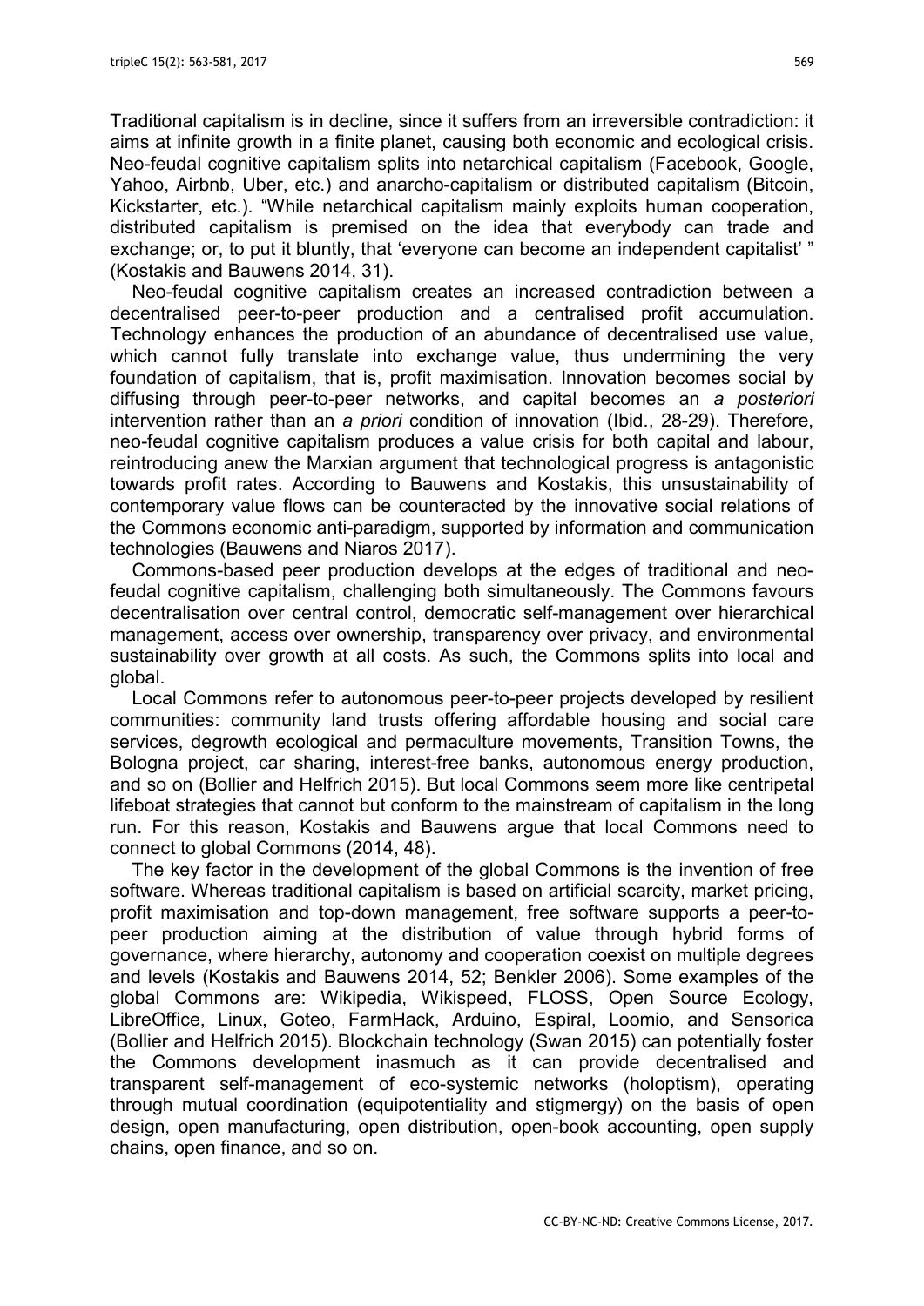Traditional capitalism is in decline, since it suffers from an irreversible contradiction: it aims at infinite growth in a finite planet, causing both economic and ecological crisis. Neo-feudal cognitive capitalism splits into netarchical capitalism (Facebook, Google, Yahoo, Airbnb, Uber, etc.) and anarcho-capitalism or distributed capitalism (Bitcoin, Kickstarter, etc.). "While netarchical capitalism mainly exploits human cooperation, distributed capitalism is premised on the idea that everybody can trade and exchange; or, to put it bluntly, that 'everyone can become an independent capitalist' " (Kostakis and Bauwens 2014, 31).

Neo-feudal cognitive capitalism creates an increased contradiction between a decentralised peer-to-peer production and a centralised profit accumulation. Technology enhances the production of an abundance of decentralised use value, which cannot fully translate into exchange value, thus undermining the very foundation of capitalism, that is, profit maximisation. Innovation becomes social by diffusing through peer-to-peer networks, and capital becomes an *a posteriori* intervention rather than an *a priori* condition of innovation (Ibid., 28-29). Therefore, neo-feudal cognitive capitalism produces a value crisis for both capital and labour, reintroducing anew the Marxian argument that technological progress is antagonistic towards profit rates. According to Bauwens and Kostakis, this unsustainability of contemporary value flows can be counteracted by the innovative social relations of the Commons economic anti-paradigm, supported by information and communication technologies (Bauwens and Niaros 2017).

Commons-based peer production develops at the edges of traditional and neo-feudal cognitive capitalism, challenging both simultaneously. The Commons favours decentralisation over central control, democratic self-management over hierarchical management, access over ownership, transparency over privacy, and environmental sustainability over growth at all costs. As such, the Commons splits into local and global.

Local Commons refer to autonomous peer-to-peer projects developed by resilient communities: community land trusts offering affordable housing and social care services, degrowth ecological and permaculture movements, Transition Towns, the Bologna project, car sharing, interest-free banks, autonomous energy production, and so on (Bollier and Helfrich 2015). But local Commons seem more like centripetal lifeboat strategies that cannot but conform to the mainstream of capitalism in the long run. For this reason, Kostakis and Bauwens argue that local Commons need to connect to global Commons (2014, 48).

The key factor in the development of the global Commons is the invention of free software. Whereas traditional capitalism is based on artificial scarcity, market pricing, profit maximisation and top-down management, free software supports a peer-to-peer production aiming at the distribution of value through hybrid forms of governance, where hierarchy, autonomy and cooperation coexist on multiple degrees and levels (Kostakis and Bauwens 2014, 52; Benkler 2006). Some examples of the global Commons are: Wikipedia, Wikispeed, FLOSS, Open Source Ecology, LibreOffice, Linux, Goteo, FarmHack, Arduino, Espiral, Loomio, and Sensorica (Bollier and Helfrich 2015). Blockchain technology (Swan 2015) can potentially foster the Commons development inasmuch as it can provide decentralised and transparent self-management of eco-systemic networks (holoptism), operating through mutual coordination (equipotentiality and stigmergy) on the basis of open design, open manufacturing, open distribution, open-book accounting, open supply chains, open finance, and so on.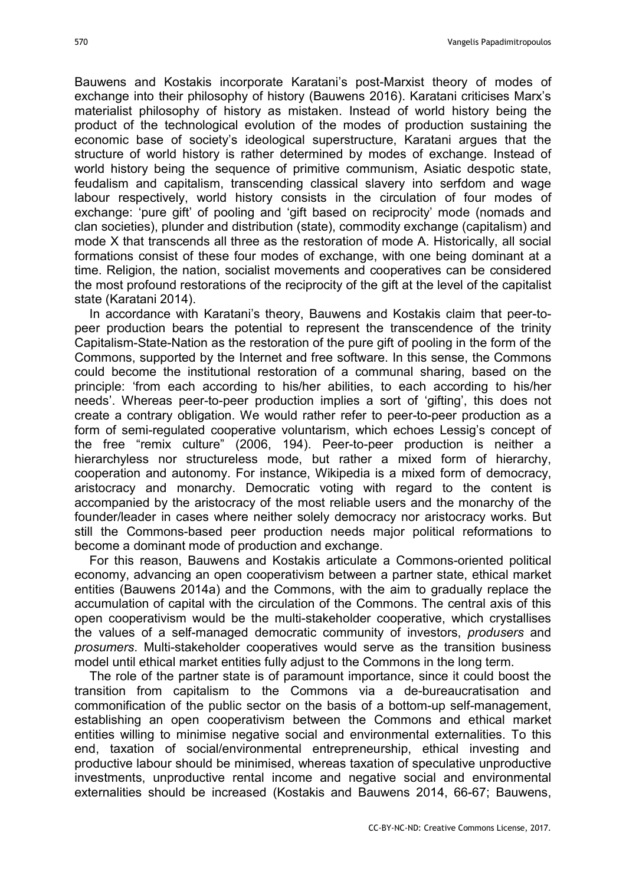Bauwens and Kostakis incorporate Karatani's post-Marxist theory of modes of exchange into their philosophy of history (Bauwens 2016). Karatani criticises Marx's materialist philosophy of history as mistaken. Instead of world history being the product of the technological evolution of the modes of production sustaining the economic base of society's ideological superstructure, Karatani argues that the structure of world history is rather determined by modes of exchange. Instead of world history being the sequence of primitive communism, Asiatic despotic state, feudalism and capitalism, transcending classical slavery into serfdom and wage labour respectively, world history consists in the circulation of four modes of exchange: 'pure gift' of pooling and 'gift based on reciprocity' mode (nomads and clan societies), plunder and distribution (state), commodity exchange (capitalism) and mode X that transcends all three as the restoration of mode A. Historically, all social formations consist of these four modes of exchange, with one being dominant at a time. Religion, the nation, socialist movements and cooperatives can be considered the most profound restorations of the reciprocity of the gift at the level of the capitalist state (Karatani 2014).

In accordance with Karatani's theory, Bauwens and Kostakis claim that peer-to-peer production bears the potential to represent the transcendence of the trinity Capitalism-State-Nation as the restoration of the pure gift of pooling in the form of the Commons, supported by the Internet and free software. In this sense, the Commons could become the institutional restoration of a communal sharing, based on the principle: 'from each according to his/her abilities, to each according to his/her needs'. Whereas peer-to-peer production implies a sort of 'gifting', this does not create a contrary obligation. We would rather refer to peer-to-peer production as a form of semi-regulated cooperative voluntarism, which echoes Lessig's concept of the free "remix culture" (2006, 194). Peer-to-peer production is neither a hierarchyless nor structureless mode, but rather a mixed form of hierarchy, cooperation and autonomy. For instance, Wikipedia is a mixed form of democracy, aristocracy and monarchy. Democratic voting with regard to the content is accompanied by the aristocracy of the most reliable users and the monarchy of the founder/leader in cases where neither solely democracy nor aristocracy works. But still the Commons-based peer production needs major political reformations to become a dominant mode of production and exchange.

For this reason, Bauwens and Kostakis articulate a Commons-oriented political economy, advancing an open cooperativism between a partner state, ethical market entities (Bauwens 2014a) and the Commons, with the aim to gradually replace the accumulation of capital with the circulation of the Commons. The central axis of this open cooperativism would be the multi-stakeholder cooperative, which crystallises the values of a self-managed democratic community of investors, *produsers* and *prosumers*. Multi-stakeholder cooperatives would serve as the transition business model until ethical market entities fully adjust to the Commons in the long term.

The role of the partner state is of paramount importance, since it could boost the transition from capitalism to the Commons via a de-bureaucratisation and commonification of the public sector on the basis of a bottom-up self-management, establishing an open cooperativism between the Commons and ethical market entities willing to minimise negative social and environmental externalities. To this end, taxation of social/environmental entrepreneurship, ethical investing and productive labour should be minimised, whereas taxation of speculative unproductive investments, unproductive rental income and negative social and environmental externalities should be increased (Kostakis and Bauwens 2014, 66-67; Bauwens,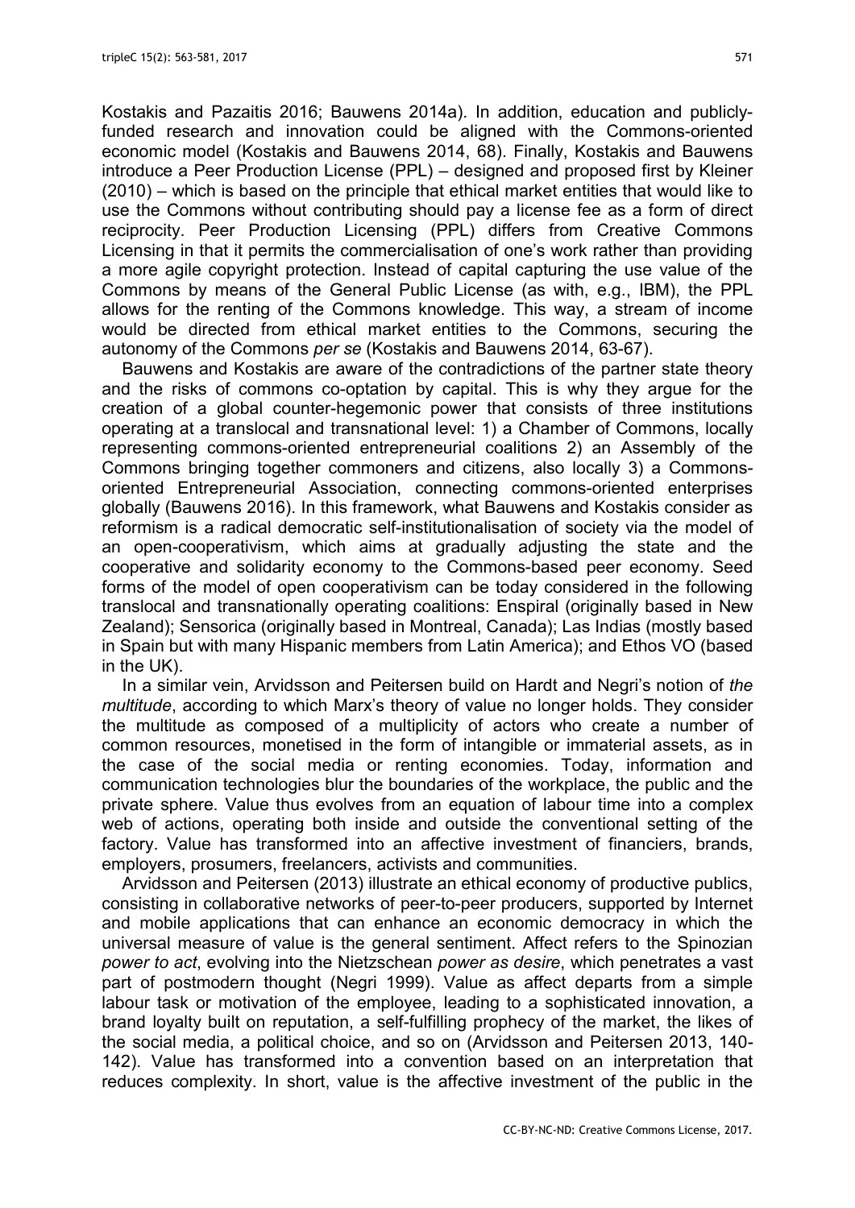Kostakis and Pazaitis 2016; Bauwens 2014a). In addition, education and publicly-funded research and innovation could be aligned with the Commons-oriented economic model (Kostakis and Bauwens 2014, 68). Finally, Kostakis and Bauwens introduce a Peer Production License (PPL) – designed and proposed first by Kleiner (2010) – which is based on the principle that ethical market entities that would like to use the Commons without contributing should pay a license fee as a form of direct reciprocity. Peer Production Licensing (PPL) differs from Creative Commons Licensing in that it permits the commercialisation of one's work rather than providing a more agile copyright protection. Instead of capital capturing the use value of the Commons by means of the General Public License (as with, e.g., IBM), the PPL allows for the renting of the Commons knowledge. This way, a stream of income would be directed from ethical market entities to the Commons, securing the autonomy of the Commons *per se* (Kostakis and Bauwens 2014, 63-67).

Bauwens and Kostakis are aware of the contradictions of the partner state theory and the risks of commons co-optation by capital. This is why they argue for the creation of a global counter-hegemonic power that consists of three institutions operating at a translocal and transnational level: 1) a Chamber of Commons, locally representing commons-oriented entrepreneurial coalitions 2) an Assembly of the Commons bringing together commoners and citizens, also locally 3) a Commons-oriented Entrepreneurial Association, connecting commons-oriented enterprises globally (Bauwens 2016). In this framework, what Bauwens and Kostakis consider as reformism is a radical democratic self-institutionalisation of society via the model of an open-cooperativism, which aims at gradually adjusting the state and the cooperative and solidarity economy to the Commons-based peer economy. Seed forms of the model of open cooperativism can be today considered in the following translocal and transnationally operating coalitions: Enspiral (originally based in New Zealand); Sensorica (originally based in Montreal, Canada); Las Indias (mostly based in Spain but with many Hispanic members from Latin America); and Ethos VO (based in the UK).

In a similar vein, Arvidsson and Peitersen build on Hardt and Negri's notion of *the multitude*, according to which Marx's theory of value no longer holds. They consider the multitude as composed of a multiplicity of actors who create a number of common resources, monetised in the form of intangible or immaterial assets, as in the case of the social media or renting economies. Today, information and communication technologies blur the boundaries of the workplace, the public and the private sphere. Value thus evolves from an equation of labour time into a complex web of actions, operating both inside and outside the conventional setting of the factory. Value has transformed into an affective investment of financiers, brands, employers, prosumers, freelancers, activists and communities.

Arvidsson and Peitersen (2013) illustrate an ethical economy of productive publics, consisting in collaborative networks of peer-to-peer producers, supported by Internet and mobile applications that can enhance an economic democracy in which the universal measure of value is the general sentiment. Affect refers to the Spinozian *power to act*, evolving into the Nietzschean *power as desire*, which penetrates a vast part of postmodern thought (Negri 1999). Value as affect departs from a simple labour task or motivation of the employee, leading to a sophisticated innovation, a brand loyalty built on reputation, a self-fulfilling prophecy of the market, the likes of the social media, a political choice, and so on (Arvidsson and Peitersen 2013, 140-142). Value has transformed into a convention based on an interpretation that reduces complexity. In short, value is the affective investment of the public in the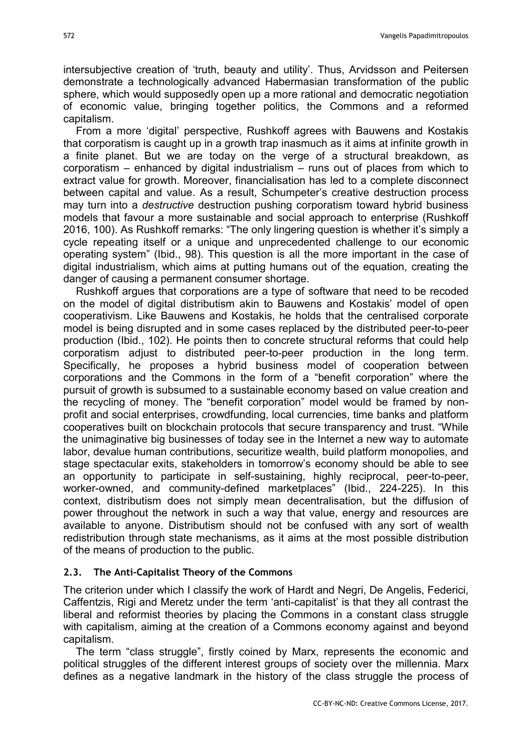intersubjective creation of 'truth, beauty and utility'. Thus, Arvidsson and Peitersen demonstrate a technologically advanced Habermasian transformation of the public sphere, which would supposedly open up a more rational and democratic negotiation of economic value, bringing together politics, the Commons and a reformed capitalism.

From a more 'digital' perspective, Rushkoff agrees with Bauwens and Kostakis that corporatism is caught up in a growth trap inasmuch as it aims at infinite growth in a finite planet. But we are today on the verge of a structural breakdown, as corporatism – enhanced by digital industrialism – runs out of places from which to extract value for growth. Moreover, financialisation has led to a complete disconnect between capital and value. As a result, Schumpeter's creative destruction process may turn into a *destructive* destruction pushing corporatism toward hybrid business models that favour a more sustainable and social approach to enterprise (Rushkoff 2016, 100). As Rushkoff remarks: "The only lingering question is whether it's simply a cycle repeating itself or a unique and unprecedented challenge to our economic operating system" (Ibid., 98). This question is all the more important in the case of digital industrialism, which aims at putting humans out of the equation, creating the danger of causing a permanent consumer shortage.

Rushkoff argues that corporations are a type of software that need to be recoded on the model of digital distributism akin to Bauwens and Kostakis' model of open cooperativism. Like Bauwens and Kostakis, he holds that the centralised corporate model is being disrupted and in some cases replaced by the distributed peer-to-peer production (Ibid., 102). He points then to concrete structural reforms that could help corporatism adjust to distributed peer-to-peer production in the long term. Specifically, he proposes a hybrid business model of cooperation between corporations and the Commons in the form of a "benefit corporation" where the pursuit of growth is subsumed to a sustainable economy based on value creation and the recycling of money. The "benefit corporation" model would be framed by non-profit and social enterprises, crowdfunding, local currencies, time banks and platform cooperatives built on blockchain protocols that secure transparency and trust. "While the unimaginative big businesses of today see in the Internet a new way to automate labor, devalue human contributions, securitize wealth, build platform monopolies, and stage spectacular exits, stakeholders in tomorrow's economy should be able to see an opportunity to participate in self-sustaining, highly reciprocal, peer-to-peer, worker-owned, and community-defined marketplaces" (Ibid., 224-225). In this context, distributism does not simply mean decentralisation, but the diffusion of power throughout the network in such a way that value, energy and resources are available to anyone. Distributism should not be confused with any sort of wealth redistribution through state mechanisms, as it aims at the most possible distribution of the means of production to the public.

### 2.3. The Anti-Capitalist Theory of the Commons

The criterion under which I classify the work of Hardt and Negri, De Angelis, Federici, Caffentzis, Rigi and Meretz under the term 'anti-capitalist' is that they all contrast the liberal and reformist theories by placing the Commons in a constant class struggle with capitalism, aiming at the creation of a Commons economy against and beyond capitalism.

The term "class struggle", firstly coined by Marx, represents the economic and political struggles of the different interest groups of society over the millennia. Marx defines as a negative landmark in the history of the class struggle the process of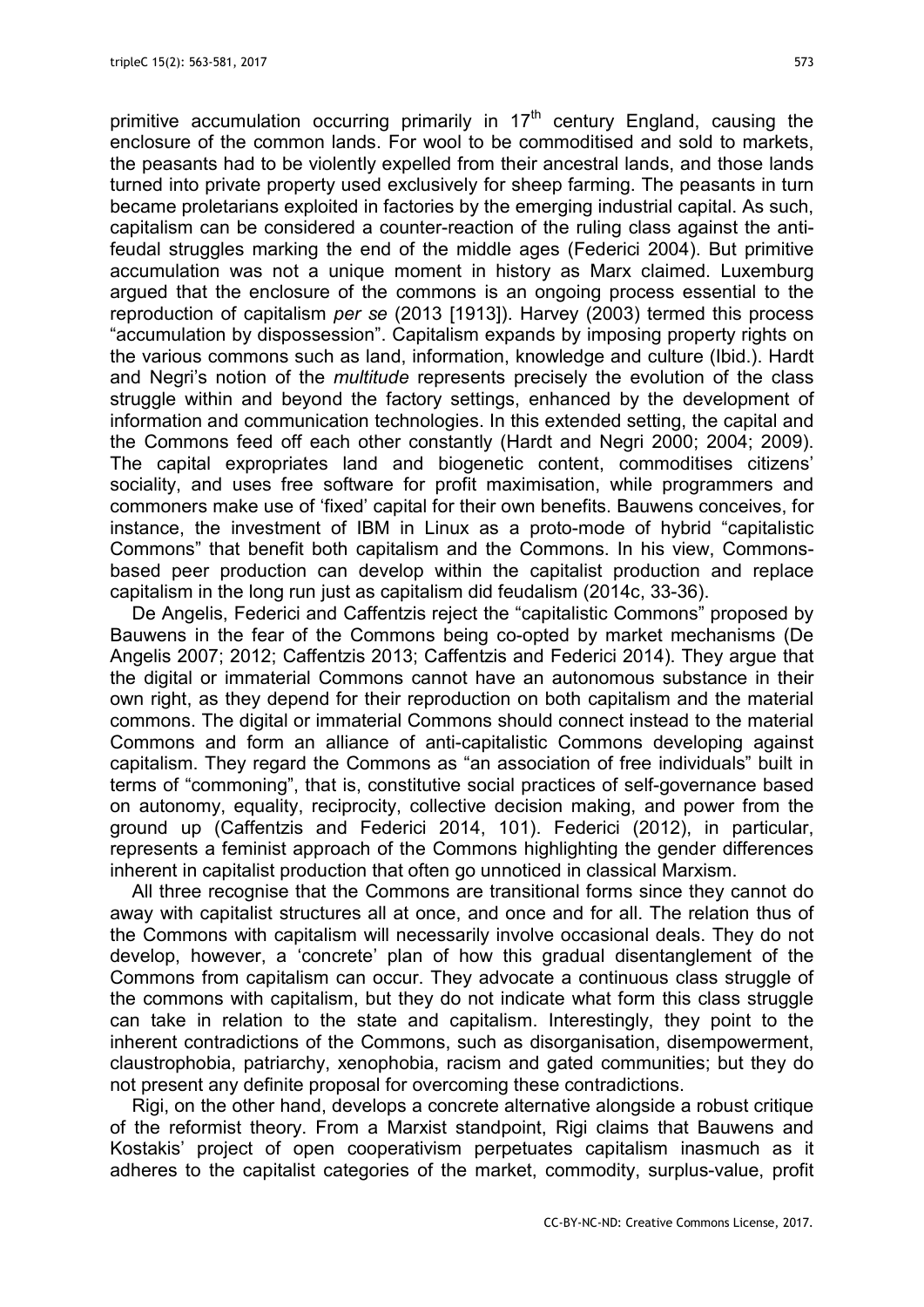primitive accumulation occurring primarily in 17th century England, causing the enclosure of the common lands. For wool to be commoditised and sold to markets, the peasants had to be violently expelled from their ancestral lands, and those lands turned into private property used exclusively for sheep farming. The peasants in turn became proletarians exploited in factories by the emerging industrial capital. As such, capitalism can be considered a counter-reaction of the ruling class against the anti-feudal struggles marking the end of the middle ages (Federici 2004). But primitive accumulation was not a unique moment in history as Marx claimed. Luxemburg argued that the enclosure of the commons is an ongoing process essential to the reproduction of capitalism *per se* (2013 [1913]). Harvey (2003) termed this process "accumulation by dispossession". Capitalism expands by imposing property rights on the various commons such as land, information, knowledge and culture (Ibid.). Hardt and Negri's notion of the *multitude* represents precisely the evolution of the class struggle within and beyond the factory settings, enhanced by the development of information and communication technologies. In this extended setting, the capital and the Commons feed off each other constantly (Hardt and Negri 2000; 2004; 2009). The capital expropriates land and biogenetic content, commoditises citizens' sociality, and uses free software for profit maximisation, while programmers and commoners make use of 'fixed' capital for their own benefits. Bauwens conceives, for instance, the investment of IBM in Linux as a proto-mode of hybrid "capitalistic Commons" that benefit both capitalism and the Commons. In his view, Commons-based peer production can develop within the capitalist production and replace capitalism in the long run just as capitalism did feudalism (2014c, 33-36).

De Angelis, Federici and Caffentzis reject the "capitalistic Commons" proposed by Bauwens in the fear of the Commons being co-opted by market mechanisms (De Angelis 2007; 2012; Caffentzis 2013; Caffentzis and Federici 2014). They argue that the digital or immaterial Commons cannot have an autonomous substance in their own right, as they depend for their reproduction on both capitalism and the material commons. The digital or immaterial Commons should connect instead to the material Commons and form an alliance of anti-capitalistic Commons developing against capitalism. They regard the Commons as "an association of free individuals" built in terms of "commoning", that is, constitutive social practices of self-governance based on autonomy, equality, reciprocity, collective decision making, and power from the ground up (Caffentzis and Federici 2014, 101). Federici (2012), in particular, represents a feminist approach of the Commons highlighting the gender differences inherent in capitalist production that often go unnoticed in classical Marxism.

All three recognise that the Commons are transitional forms since they cannot do away with capitalist structures all at once, and once and for all. The relation thus of the Commons with capitalism will necessarily involve occasional deals. They do not develop, however, a 'concrete' plan of how this gradual disentanglement of the Commons from capitalism can occur. They advocate a continuous class struggle of the commons with capitalism, but they do not indicate what form this class struggle can take in relation to the state and capitalism. Interestingly, they point to the inherent contradictions of the Commons, such as disorganisation, disempowerment, claustrophobia, patriarchy, xenophobia, racism and gated communities; but they do not present any definite proposal for overcoming these contradictions.

Rigi, on the other hand, develops a concrete alternative alongside a robust critique of the reformist theory. From a Marxist standpoint, Rigi claims that Bauwens and Kostakis' project of open cooperativism perpetuates capitalism inasmuch as it adheres to the capitalist categories of the market, commodity, surplus-value, profit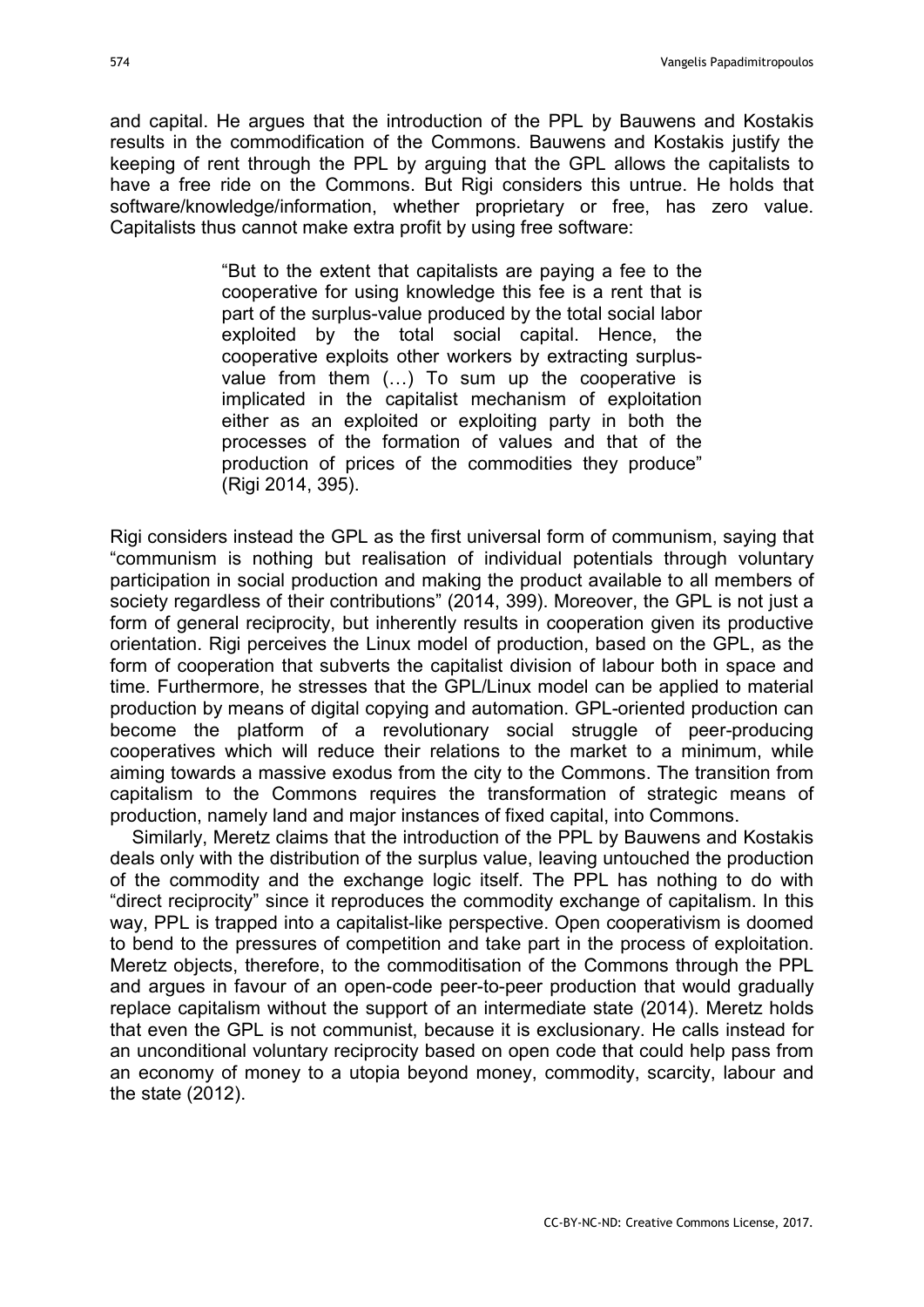and capital. He argues that the introduction of the PPL by Bauwens and Kostakis results in the commodification of the Commons. Bauwens and Kostakis justify the keeping of rent through the PPL by arguing that the GPL allows the capitalists to have a free ride on the Commons. But Rigi considers this untrue. He holds that software/knowledge/information, whether proprietary or free, has zero value. Capitalists thus cannot make extra profit by using free software:

> "But to the extent that capitalists are paying a fee to the cooperative for using knowledge this fee is a rent that is part of the surplus-value produced by the total social labor exploited by the total social capital. Hence, the cooperative exploits other workers by extracting surplus-value from them (…) To sum up the cooperative is implicated in the capitalist mechanism of exploitation either as an exploited or exploiting party in both the processes of the formation of values and that of the production of prices of the commodities they produce" (Rigi 2014, 395).

Rigi considers instead the GPL as the first universal form of communism, saying that "communism is nothing but realisation of individual potentials through voluntary participation in social production and making the product available to all members of society regardless of their contributions" (2014, 399). Moreover, the GPL is not just a form of general reciprocity, but inherently results in cooperation given its productive orientation. Rigi perceives the Linux model of production, based on the GPL, as the form of cooperation that subverts the capitalist division of labour both in space and time. Furthermore, he stresses that the GPL/Linux model can be applied to material production by means of digital copying and automation. GPL-oriented production can become the platform of a revolutionary social struggle of peer-producing cooperatives which will reduce their relations to the market to a minimum, while aiming towards a massive exodus from the city to the Commons. The transition from capitalism to the Commons requires the transformation of strategic means of production, namely land and major instances of fixed capital, into Commons.

Similarly, Meretz claims that the introduction of the PPL by Bauwens and Kostakis deals only with the distribution of the surplus value, leaving untouched the production of the commodity and the exchange logic itself. The PPL has nothing to do with "direct reciprocity" since it reproduces the commodity exchange of capitalism. In this way, PPL is trapped into a capitalist-like perspective. Open cooperativism is doomed to bend to the pressures of competition and take part in the process of exploitation. Meretz objects, therefore, to the commoditisation of the Commons through the PPL and argues in favour of an open-code peer-to-peer production that would gradually replace capitalism without the support of an intermediate state (2014). Meretz holds that even the GPL is not communist, because it is exclusionary. He calls instead for an unconditional voluntary reciprocity based on open code that could help pass from an economy of money to a utopia beyond money, commodity, scarcity, labour and the state (2012).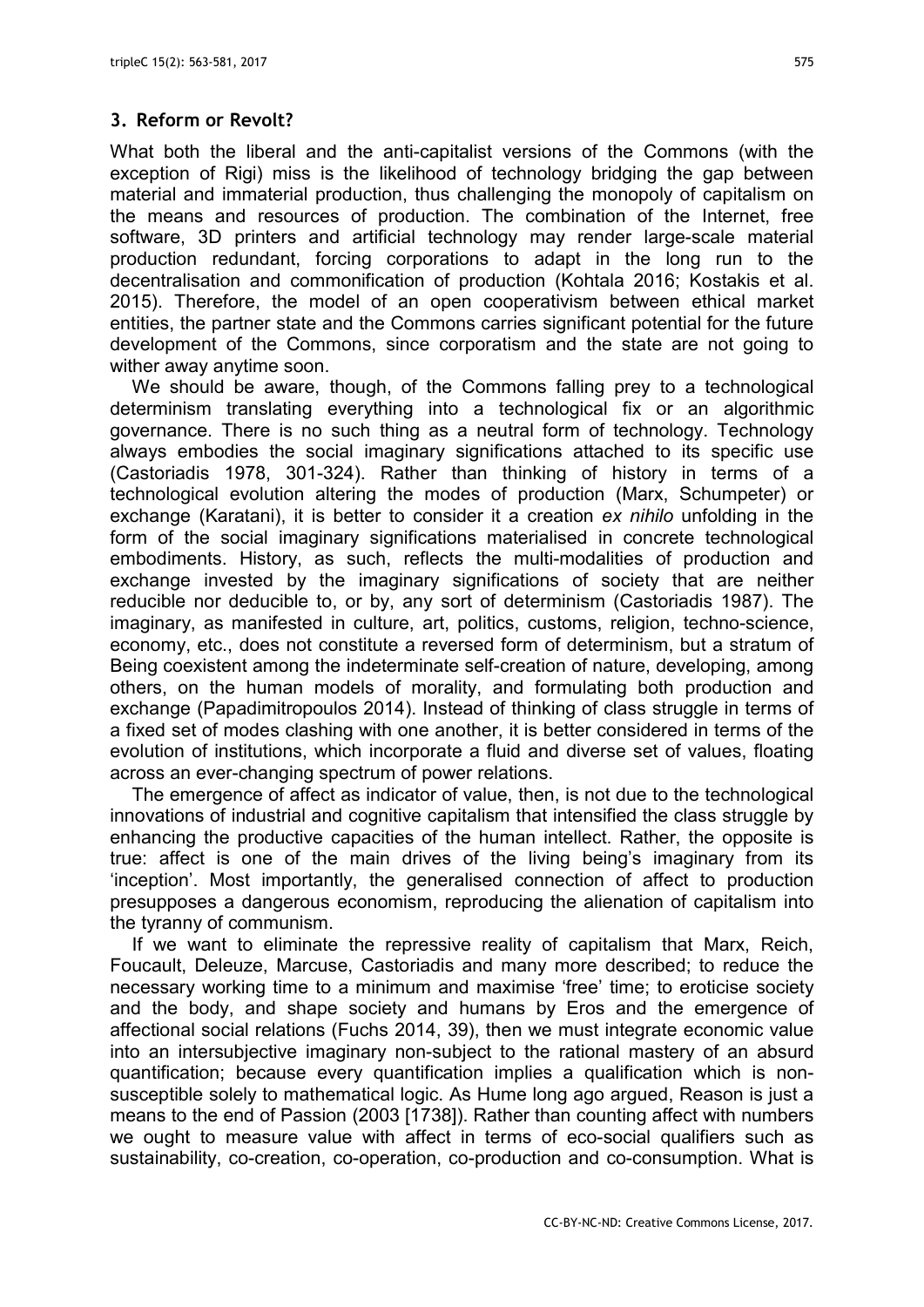## 3. Reform or Revolt?

What both the liberal and the anti-capitalist versions of the Commons (with the exception of Rigi) miss is the likelihood of technology bridging the gap between material and immaterial production, thus challenging the monopoly of capitalism on the means and resources of production. The combination of the Internet, free software, 3D printers and artificial technology may render large-scale material production redundant, forcing corporations to adapt in the long run to the decentralisation and commonification of production (Kohtala 2016; Kostakis et al. 2015). Therefore, the model of an open cooperativism between ethical market entities, the partner state and the Commons carries significant potential for the future development of the Commons, since corporatism and the state are not going to wither away anytime soon.

We should be aware, though, of the Commons falling prey to a technological determinism translating everything into a technological fix or an algorithmic governance. There is no such thing as a neutral form of technology. Technology always embodies the social imaginary significations attached to its specific use (Castoriadis 1978, 301-324). Rather than thinking of history in terms of a technological evolution altering the modes of production (Marx, Schumpeter) or exchange (Karatani), it is better to consider it a creation *ex nihilo* unfolding in the form of the social imaginary significations materialised in concrete technological embodiments. History, as such, reflects the multi-modalities of production and exchange invested by the imaginary significations of society that are neither reducible nor deducible to, or by, any sort of determinism (Castoriadis 1987). The imaginary, as manifested in culture, art, politics, customs, religion, techno-science, economy, etc., does not constitute a reversed form of determinism, but a stratum of Being coexistent among the indeterminate self-creation of nature, developing, among others, on the human models of morality, and formulating both production and exchange (Papadimitropoulos 2014). Instead of thinking of class struggle in terms of a fixed set of modes clashing with one another, it is better considered in terms of the evolution of institutions, which incorporate a fluid and diverse set of values, floating across an ever-changing spectrum of power relations.

The emergence of affect as indicator of value, then, is not due to the technological innovations of industrial and cognitive capitalism that intensified the class struggle by enhancing the productive capacities of the human intellect. Rather, the opposite is true: affect is one of the main drives of the living being's imaginary from its 'inception'. Most importantly, the generalised connection of affect to production presupposes a dangerous economism, reproducing the alienation of capitalism into the tyranny of communism.

If we want to eliminate the repressive reality of capitalism that Marx, Reich, Foucault, Deleuze, Marcuse, Castoriadis and many more described; to reduce the necessary working time to a minimum and maximise 'free' time; to eroticise society and the body, and shape society and humans by Eros and the emergence of affectional social relations (Fuchs 2014, 39), then we must integrate economic value into an intersubjective imaginary non-subject to the rational mastery of an absurd quantification; because every quantification implies a qualification which is non-susceptible solely to mathematical logic. As Hume long ago argued, Reason is just a means to the end of Passion (2003 [1738]). Rather than counting affect with numbers we ought to measure value with affect in terms of eco-social qualifiers such as sustainability, co-creation, co-operation, co-production and co-consumption. What is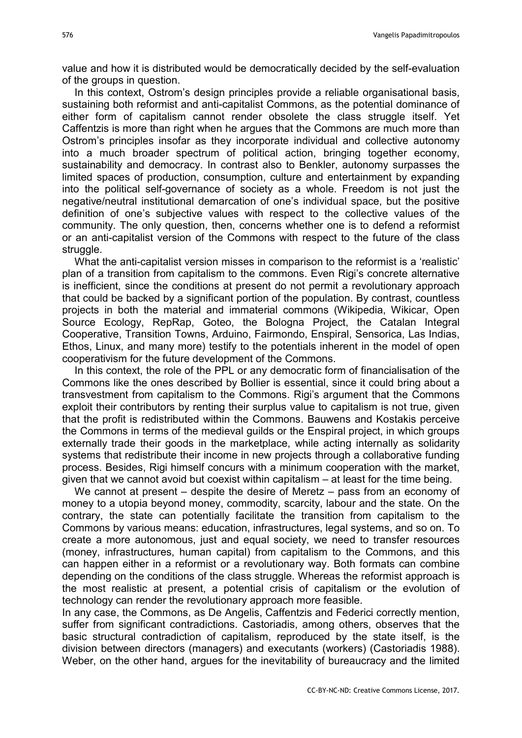value and how it is distributed would be democratically decided by the self-evaluation of the groups in question.

In this context, Ostrom's design principles provide a reliable organisational basis, sustaining both reformist and anti-capitalist Commons, as the potential dominance of either form of capitalism cannot render obsolete the class struggle itself. Yet Caffentzis is more than right when he argues that the Commons are much more than Ostrom's principles insofar as they incorporate individual and collective autonomy into a much broader spectrum of political action, bringing together economy, sustainability and democracy. In contrast also to Benkler, autonomy surpasses the limited spaces of production, consumption, culture and entertainment by expanding into the political self-governance of society as a whole. Freedom is not just the negative/neutral institutional demarcation of one's individual space, but the positive definition of one's subjective values with respect to the collective values of the community. The only question, then, concerns whether one is to defend a reformist or an anti-capitalist version of the Commons with respect to the future of the class struggle.

What the anti-capitalist version misses in comparison to the reformist is a 'realistic' plan of a transition from capitalism to the commons. Even Rigi's concrete alternative is inefficient, since the conditions at present do not permit a revolutionary approach that could be backed by a significant portion of the population. By contrast, countless projects in both the material and immaterial commons (Wikipedia, Wikicar, Open Source Ecology, RepRap, Goteo, the Bologna Project, the Catalan Integral Cooperative, Transition Towns, Arduino, Fairmondo, Enspiral, Sensorica, Las Indias, Ethos, Linux, and many more) testify to the potentials inherent in the model of open cooperativism for the future development of the Commons.

In this context, the role of the PPL or any democratic form of financialisation of the Commons like the ones described by Bollier is essential, since it could bring about a transvestment from capitalism to the Commons. Rigi's argument that the Commons exploit their contributors by renting their surplus value to capitalism is not true, given that the profit is redistributed within the Commons. Bauwens and Kostakis perceive the Commons in terms of the medieval guilds or the Enspiral project, in which groups externally trade their goods in the marketplace, while acting internally as solidarity systems that redistribute their income in new projects through a collaborative funding process. Besides, Rigi himself concurs with a minimum cooperation with the market, given that we cannot avoid but coexist within capitalism – at least for the time being.

We cannot at present – despite the desire of Meretz – pass from an economy of money to a utopia beyond money, commodity, scarcity, labour and the state. On the contrary, the state can potentially facilitate the transition from capitalism to the Commons by various means: education, infrastructures, legal systems, and so on. To create a more autonomous, just and equal society, we need to transfer resources (money, infrastructures, human capital) from capitalism to the Commons, and this can happen either in a reformist or a revolutionary way. Both formats can combine depending on the conditions of the class struggle. Whereas the reformist approach is the most realistic at present, a potential crisis of capitalism or the evolution of technology can render the revolutionary approach more feasible.

In any case, the Commons, as De Angelis, Caffentzis and Federici correctly mention, suffer from significant contradictions. Castoriadis, among others, observes that the basic structural contradiction of capitalism, reproduced by the state itself, is the division between directors (managers) and executants (workers) (Castoriadis 1988). Weber, on the other hand, argues for the inevitability of bureaucracy and the limited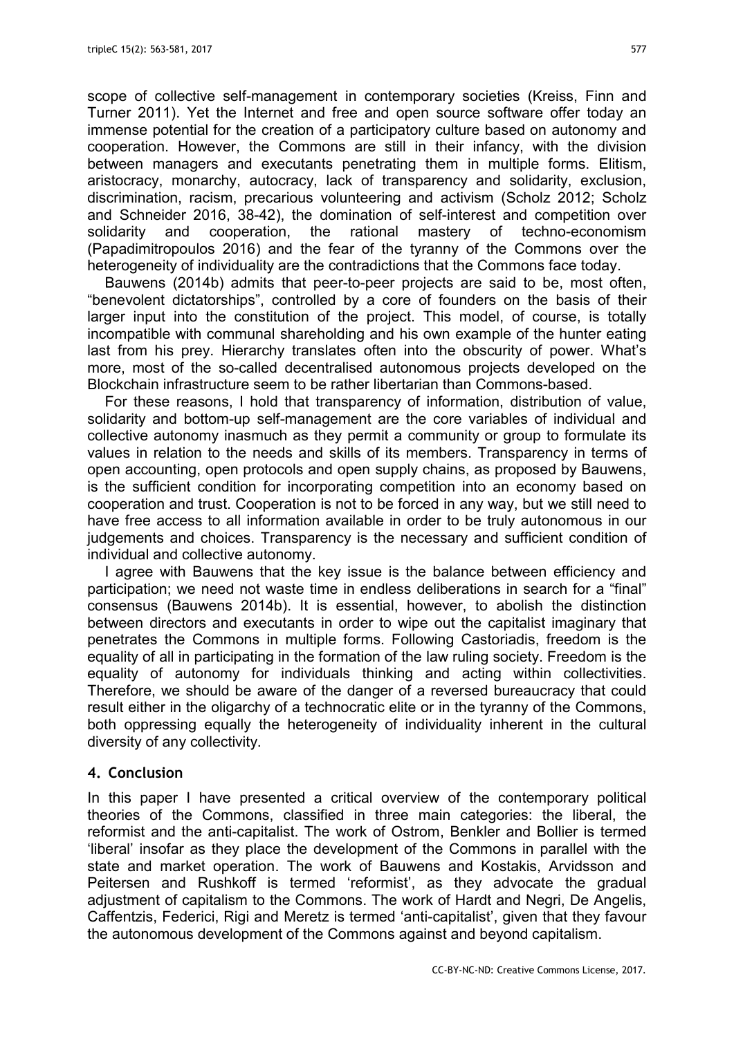scope of collective self-management in contemporary societies (Kreiss, Finn and Turner 2011). Yet the Internet and free and open source software offer today an immense potential for the creation of a participatory culture based on autonomy and cooperation. However, the Commons are still in their infancy, with the division between managers and executants penetrating them in multiple forms. Elitism, aristocracy, monarchy, autocracy, lack of transparency and solidarity, exclusion, discrimination, racism, precarious volunteering and activism (Scholz 2012; Scholz and Schneider 2016, 38-42), the domination of self-interest and competition over solidarity and cooperation, the rational mastery of techno-economism (Papadimitropoulos 2016) and the fear of the tyranny of the Commons over the heterogeneity of individuality are the contradictions that the Commons face today.

Bauwens (2014b) admits that peer-to-peer projects are said to be, most often, "benevolent dictatorships", controlled by a core of founders on the basis of their larger input into the constitution of the project. This model, of course, is totally incompatible with communal shareholding and his own example of the hunter eating last from his prey. Hierarchy translates often into the obscurity of power. What's more, most of the so-called decentralised autonomous projects developed on the Blockchain infrastructure seem to be rather libertarian than Commons-based.

For these reasons, I hold that transparency of information, distribution of value, solidarity and bottom-up self-management are the core variables of individual and collective autonomy inasmuch as they permit a community or group to formulate its values in relation to the needs and skills of its members. Transparency in terms of open accounting, open protocols and open supply chains, as proposed by Bauwens, is the sufficient condition for incorporating competition into an economy based on cooperation and trust. Cooperation is not to be forced in any way, but we still need to have free access to all information available in order to be truly autonomous in our judgements and choices. Transparency is the necessary and sufficient condition of individual and collective autonomy.

I agree with Bauwens that the key issue is the balance between efficiency and participation; we need not waste time in endless deliberations in search for a "final" consensus (Bauwens 2014b). It is essential, however, to abolish the distinction between directors and executants in order to wipe out the capitalist imaginary that penetrates the Commons in multiple forms. Following Castoriadis, freedom is the equality of all in participating in the formation of the law ruling society. Freedom is the equality of autonomy for individuals thinking and acting within collectivities. Therefore, we should be aware of the danger of a reversed bureaucracy that could result either in the oligarchy of a technocratic elite or in the tyranny of the Commons, both oppressing equally the heterogeneity of individuality inherent in the cultural diversity of any collectivity.

## 4. Conclusion

In this paper I have presented a critical overview of the contemporary political theories of the Commons, classified in three main categories: the liberal, the reformist and the anti-capitalist. The work of Ostrom, Benkler and Bollier is termed 'liberal' insofar as they place the development of the Commons in parallel with the state and market operation. The work of Bauwens and Kostakis, Arvidsson and Peitersen and Rushkoff is termed 'reformist', as they advocate the gradual adjustment of capitalism to the Commons. The work of Hardt and Negri, De Angelis, Caffentzis, Federici, Rigi and Meretz is termed 'anti-capitalist', given that they favour the autonomous development of the Commons against and beyond capitalism.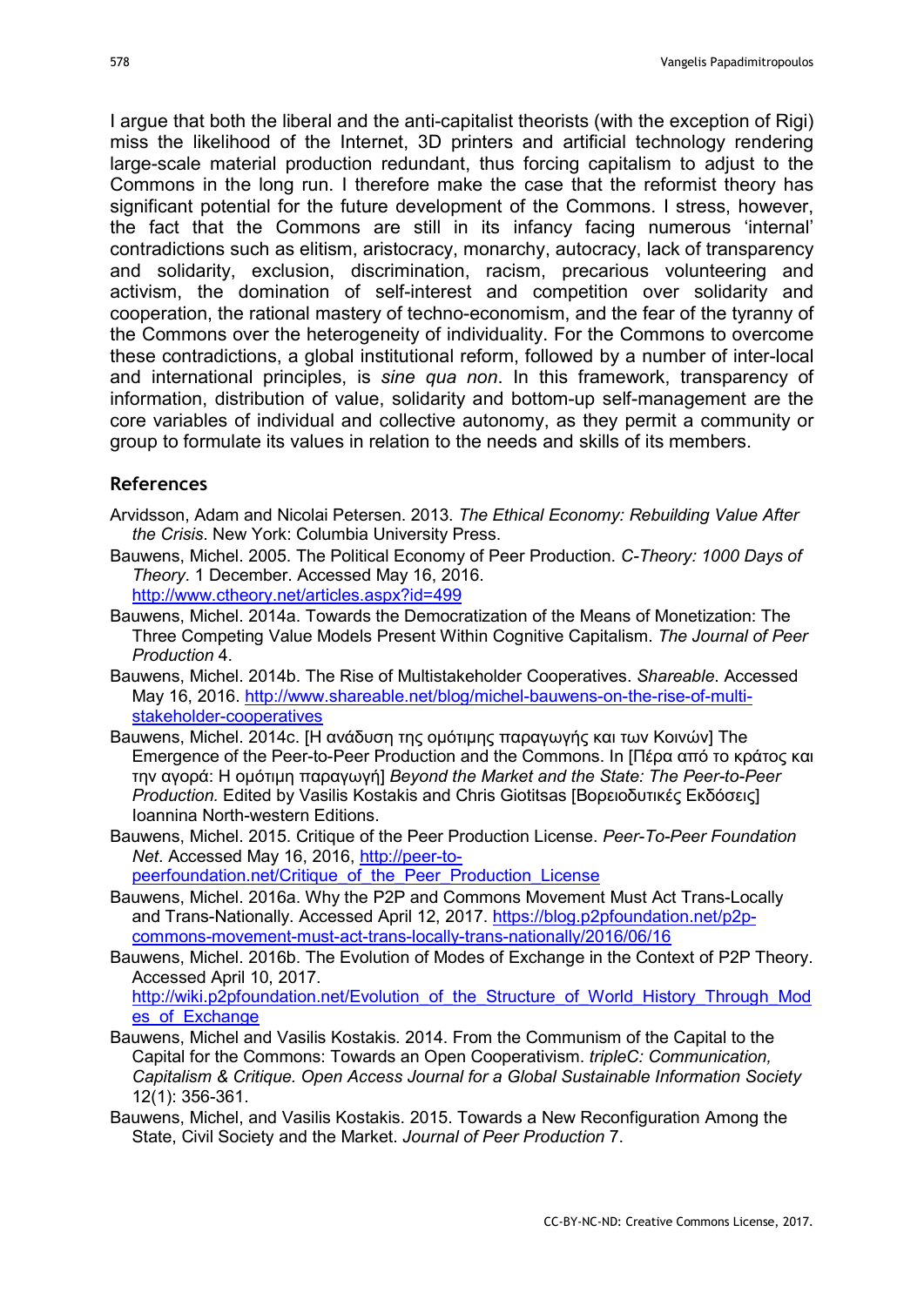I argue that both the liberal and the anti-capitalist theorists (with the exception of Rigi) miss the likelihood of the Internet, 3D printers and artificial technology rendering large-scale material production redundant, thus forcing capitalism to adjust to the Commons in the long run. I therefore make the case that the reformist theory has significant potential for the future development of the Commons. I stress, however, the fact that the Commons are still in its infancy facing numerous 'internal' contradictions such as elitism, aristocracy, monarchy, autocracy, lack of transparency and solidarity, exclusion, discrimination, racism, precarious volunteering and activism, the domination of self-interest and competition over solidarity and cooperation, the rational mastery of techno-economism, and the fear of the tyranny of the Commons over the heterogeneity of individuality. For the Commons to overcome these contradictions, a global institutional reform, followed by a number of inter-local and international principles, is *sine qua non*. In this framework, transparency of information, distribution of value, solidarity and bottom-up self-management are the core variables of individual and collective autonomy, as they permit a community or group to formulate its values in relation to the needs and skills of its members.

## References

Arvidsson, Adam and Nicolai Petersen. 2013. *The Ethical Economy: Rebuilding Value After the Crisis*. New York: Columbia University Press.

Bauwens, Michel. 2005. The Political Economy of Peer Production. *C-Theory: 1000 Days of Theory*. 1 December. Accessed May 16, 2016. http://www.ctheory.net/articles.aspx?id=499

Bauwens, Michel. 2014a. Towards the Democratization of the Means of Monetization: The Three Competing Value Models Present Within Cognitive Capitalism. *The Journal of Peer Production* 4.

Bauwens, Michel. 2014b. The Rise of Multistakeholder Cooperatives. *Shareable*. Accessed May 16, 2016. http://www.shareable.net/blog/michel-bauwens-on-the-rise-of-multi-stakeholder-cooperatives

Bauwens, Michel. 2014c. [Η ανάδυση της ομότιμης παραγωγής και των Κοινών] The Emergence of the Peer-to-Peer Production and the Commons. In [Πέρα από το κράτος και την αγορά: Η ομότιμη παραγωγή] *Beyond the Market and the State: The Peer-to-Peer Production.* Edited by Vasilis Kostakis and Chris Giotitsas [Βορειοδυτικές Εκδόσεις] Ioannina North-western Editions.

Bauwens, Michel. 2015. Critique of the Peer Production License. *Peer-To-Peer Foundation Net*. Accessed May 16, 2016, http://peer-to-peerfoundation.net/Critique_of_the_Peer_Production_License

Bauwens, Michel. 2016a. Why the P2P and Commons Movement Must Act Trans-Locally and Trans-Nationally. Accessed April 12, 2017. https://blog.p2pfoundation.net/p2p-commons-movement-must-act-trans-locally-trans-nationally/2016/06/16

Bauwens, Michel. 2016b. The Evolution of Modes of Exchange in the Context of P2P Theory. Accessed April 10, 2017. http://wiki.p2pfoundation.net/Evolution_of_the_Structure_of_World_History_Through_Modes_of_Exchange

Bauwens, Michel and Vasilis Kostakis. 2014. From the Communism of the Capital to the Capital for the Commons: Towards an Open Cooperativism. *tripleC: Communication, Capitalism & Critique. Open Access Journal for a Global Sustainable Information Society* 12(1): 356-361.

Bauwens, Michel, and Vasilis Kostakis. 2015. Towards a New Reconfiguration Among the State, Civil Society and the Market. *Journal of Peer Production* 7.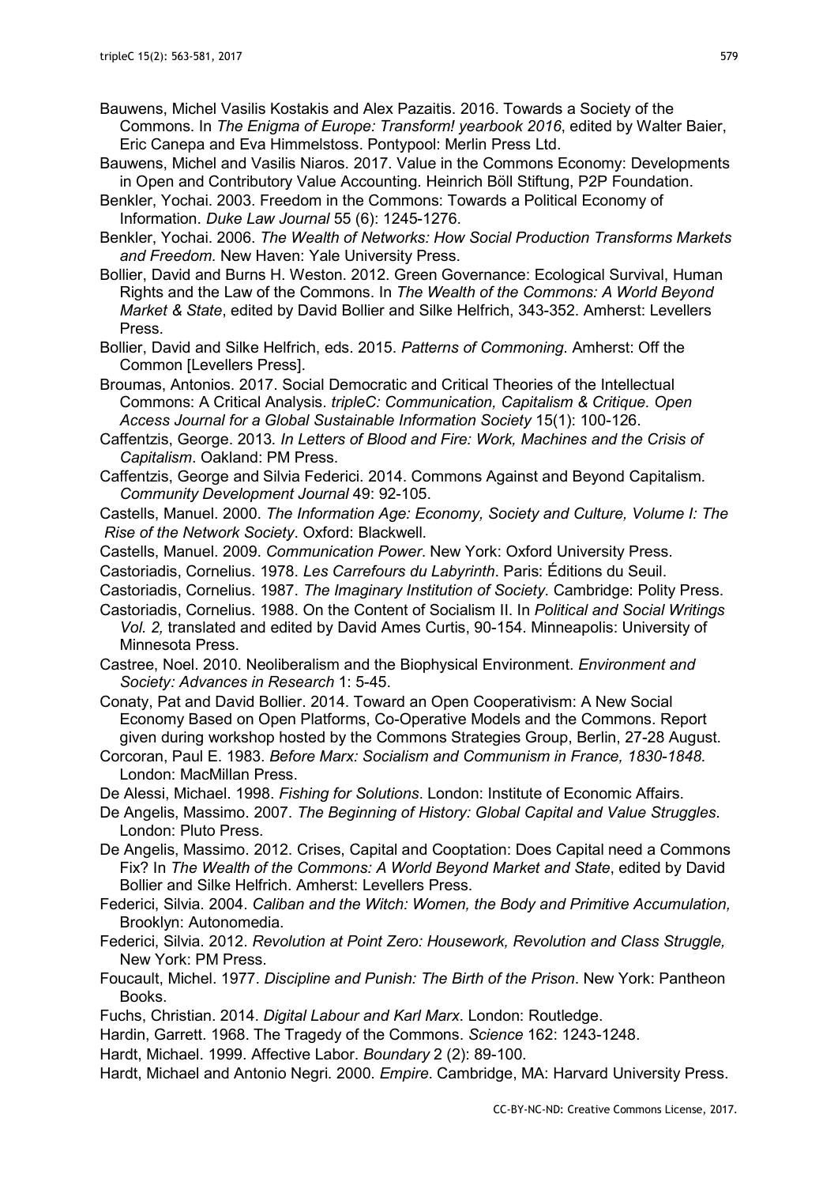Bauwens, Michel Vasilis Kostakis and Alex Pazaitis. 2016. Towards a Society of the Commons. In *The Enigma of Europe: Transform! yearbook 2016*, edited by Walter Baier, Eric Canepa and Eva Himmelstoss. Pontypool: Merlin Press Ltd.

Bauwens, Michel and Vasilis Niaros. 2017. Value in the Commons Economy: Developments in Open and Contributory Value Accounting. Heinrich Böll Stiftung, P2P Foundation.

Benkler, Yochai. 2003. Freedom in the Commons: Towards a Political Economy of Information. *Duke Law Journal* 55 (6): 1245-1276.

Benkler, Yochai. 2006. *The Wealth of Networks: How Social Production Transforms Markets and Freedom.* New Haven: Yale University Press.

Bollier, David and Burns H. Weston. 2012. Green Governance: Ecological Survival, Human Rights and the Law of the Commons. In *The Wealth of the Commons: A World Beyond Market & State*, edited by David Bollier and Silke Helfrich, 343-352. Amherst: Levellers Press.

Bollier, David and Silke Helfrich, eds. 2015. *Patterns of Commoning*. Amherst: Off the Common [Levellers Press].

Broumas, Antonios. 2017. Social Democratic and Critical Theories of the Intellectual Commons: A Critical Analysis. *tripleC: Communication, Capitalism & Critique. Open Access Journal for a Global Sustainable Information Society* 15(1): 100-126.

Caffentzis, George. 2013*. In Letters of Blood and Fire: Work, Machines and the Crisis of Capitalism*. Oakland: PM Press.

Caffentzis, George and Silvia Federici. 2014. Commons Against and Beyond Capitalism*. Community Development Journal* 49: 92-105.

Castells, Manuel. 2000. *The Information Age: Economy, Society and Culture, Volume I: The Rise of the Network Society*. Oxford: Blackwell.

Castells, Manuel. 2009. *Communication Power*. New York: Oxford University Press.

Castoriadis, Cornelius. 1978. *Les Carrefours du Labyrinth*. Paris: Éditions du Seuil.

Castoriadis, Cornelius. 1987. *The Imaginary Institution of Society*. Cambridge: Polity Press.

Castoriadis, Cornelius. 1988. On the Content of Socialism II. In *Political and Social Writings Vol. 2,* translated and edited by David Ames Curtis, 90-154. Minneapolis: University of Minnesota Press.

Castree, Noel. 2010. Neoliberalism and the Biophysical Environment. *Environment and Society: Advances in Research* 1: 5-45.

Conaty, Pat and David Bollier. 2014. Toward an Open Cooperativism: A New Social Economy Based on Open Platforms, Co-Operative Models and the Commons. Report given during workshop hosted by the Commons Strategies Group, Berlin, 27-28 August.

Corcoran, Paul E. 1983. *Before Marx: Socialism and Communism in France, 1830-1848.* London: MacMillan Press.

De Alessi, Michael. 1998. *Fishing for Solutions*. London: Institute of Economic Affairs.

De Angelis, Massimo. 2007. *The Beginning of History: Global Capital and Value Struggles*. London: Pluto Press.

De Angelis, Massimo. 2012. Crises, Capital and Cooptation: Does Capital need a Commons Fix? In *The Wealth of the Commons: A World Beyond Market and State*, edited by David Bollier and Silke Helfrich. Amherst: Levellers Press.

Federici, Silvia. 2004. *Caliban and the Witch: Women, the Body and Primitive Accumulation,* Brooklyn: Autonomedia.

Federici, Silvia. 2012. *Revolution at Point Zero: Housework, Revolution and Class Struggle,* New York: PM Press.

Foucault, Michel. 1977. *Discipline and Punish: The Birth of the Prison*. New York: Pantheon Books.

Fuchs, Christian. 2014. *Digital Labour and Karl Marx*. London: Routledge.

Hardin, Garrett. 1968. The Tragedy of the Commons. *Science* 162: 1243-1248.

Hardt, Michael. 1999. Affective Labor. *Boundary* 2 (2): 89-100.

Hardt, Michael and Antonio Negri. 2000. *Empire*. Cambridge, MA: Harvard University Press.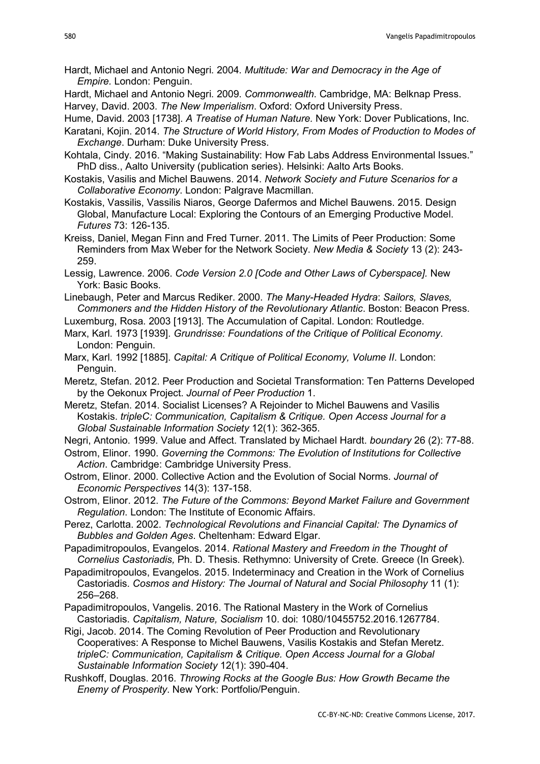Hardt, Michael and Antonio Negri. 2004. *Multitude: War and Democracy in the Age of Empire*. London: Penguin.

Hardt, Michael and Antonio Negri. 2009. *Commonwealth*. Cambridge, MA: Belknap Press.

Harvey, David. 2003. *The New Imperialism*. Oxford: Oxford University Press.

Hume, David. 2003 [1738]. *A Treatise of Human Nature*. New York: Dover Publications, Inc.

Karatani, Kojin. 2014. *The Structure of World History, From Modes of Production to Modes of Exchange*. Durham: Duke University Press.

Kohtala, Cindy. 2016. "Making Sustainability: How Fab Labs Address Environmental Issues." PhD diss., Aalto University (publication series). Helsinki: Aalto Arts Books.

Kostakis, Vasilis and Michel Bauwens. 2014. *Network Society and Future Scenarios for a Collaborative Economy*. London: Palgrave Macmillan.

Kostakis, Vassilis, Vassilis Niaros, George Dafermos and Michel Bauwens. 2015. Design Global, Manufacture Local: Exploring the Contours of an Emerging Productive Model. *Futures* 73: 126-135.

Kreiss, Daniel, Megan Finn and Fred Turner. 2011. The Limits of Peer Production: Some Reminders from Max Weber for the Network Society. *New Media & Society* 13 (2): 243-259.

Lessig, Lawrence. 2006. *Code Version 2.0 [Code and Other Laws of Cyberspace]*. New York: Basic Books.

Linebaugh, Peter and Marcus Rediker. 2000. *The Many-Headed Hydra*: *Sailors, Slaves, Commoners and the Hidden History of the Revolutionary Atlantic*. Boston: Beacon Press.

Luxemburg, Rosa. 2003 [1913]. The Accumulation of Capital. London: Routledge.

Marx, Karl. 1973 [1939]. *Grundrisse: Foundations of the Critique of Political Economy*. London: Penguin.

Marx, Karl. 1992 [1885]. *Capital: A Critique of Political Economy, Volume II*. London: Penguin.

Meretz, Stefan. 2012. Peer Production and Societal Transformation: Ten Patterns Developed by the Oekonux Project. *Journal of Peer Production* 1.

Meretz, Stefan. 2014. Socialist Licenses? A Rejoinder to Michel Bauwens and Vasilis Kostakis. *tripleC: Communication, Capitalism & Critique. Open Access Journal for a Global Sustainable Information Society* 12(1): 362-365.

Negri, Antonio. 1999. Value and Affect. Translated by Michael Hardt. *boundary* 26 (2): 77-88.

Ostrom, Elinor. 1990. *Governing the Commons: The Evolution of Institutions for Collective Action*. Cambridge: Cambridge University Press.

Ostrom, Elinor. 2000. Collective Action and the Evolution of Social Norms. *Journal of Economic Perspectives* 14(3): 137-158.

Ostrom, Elinor. 2012. *The Future of the Commons: Beyond Market Failure and Government Regulation*. London: The Institute of Economic Affairs.

Perez, Carlotta. 2002. *Technological Revolutions and Financial Capital: The Dynamics of Bubbles and Golden Ages*. Cheltenham: Edward Elgar.

Papadimitropoulos, Evangelos. 2014. *Rational Mastery and Freedom in the Thought of Cornelius Castoriadis,* Ph. D. Thesis. Rethymno: University of Crete. Greece (In Greek).

Papadimitropoulos, Evangelos. 2015. Indeterminacy and Creation in the Work of Cornelius Castoriadis. *Cosmos and History: The Journal of Natural and Social Philosophy* 11 (1): 256–268.

Papadimitropoulos, Vangelis. 2016. The Rational Mastery in the Work of Cornelius Castoriadis. *Capitalism, Nature, Socialism* 10. doi: 1080/10455752.2016.1267784.

Rigi, Jacob. 2014. The Coming Revolution of Peer Production and Revolutionary Cooperatives: A Response to Michel Bauwens, Vasilis Kostakis and Stefan Meretz. *tripleC: Communication, Capitalism & Critique. Open Access Journal for a Global Sustainable Information Society* 12(1): 390-404.

Rushkoff, Douglas. 2016. *Throwing Rocks at the Google Bus: How Growth Became the Enemy of Prosperity*. New York: Portfolio/Penguin.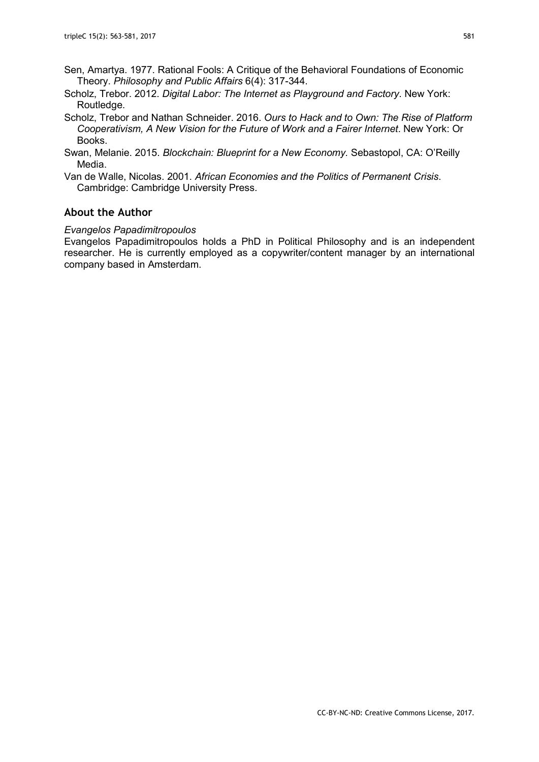Sen, Amartya. 1977. Rational Fools: A Critique of the Behavioral Foundations of Economic Theory. *Philosophy and Public Affairs* 6(4): 317-344.

Scholz, Trebor. 2012. *Digital Labor: The Internet as Playground and Factory*. New York: Routledge.

Scholz, Trebor and Nathan Schneider. 2016. *Ours to Hack and to Own: The Rise of Platform Cooperativism, A New Vision for the Future of Work and a Fairer Internet*. New York: Or Books.

Swan, Melanie. 2015. *Blockchain: Blueprint for a New Economy*. Sebastopol, CA: O'Reilly Media.

Van de Walle, Nicolas. 2001. *African Economies and the Politics of Permanent Crisis*. Cambridge: Cambridge University Press.

## About the Author

*Evangelos Papadimitropoulos*

Evangelos Papadimitropoulos holds a PhD in Political Philosophy and is an independent researcher. He is currently employed as a copywriter/content manager by an international company based in Amsterdam.